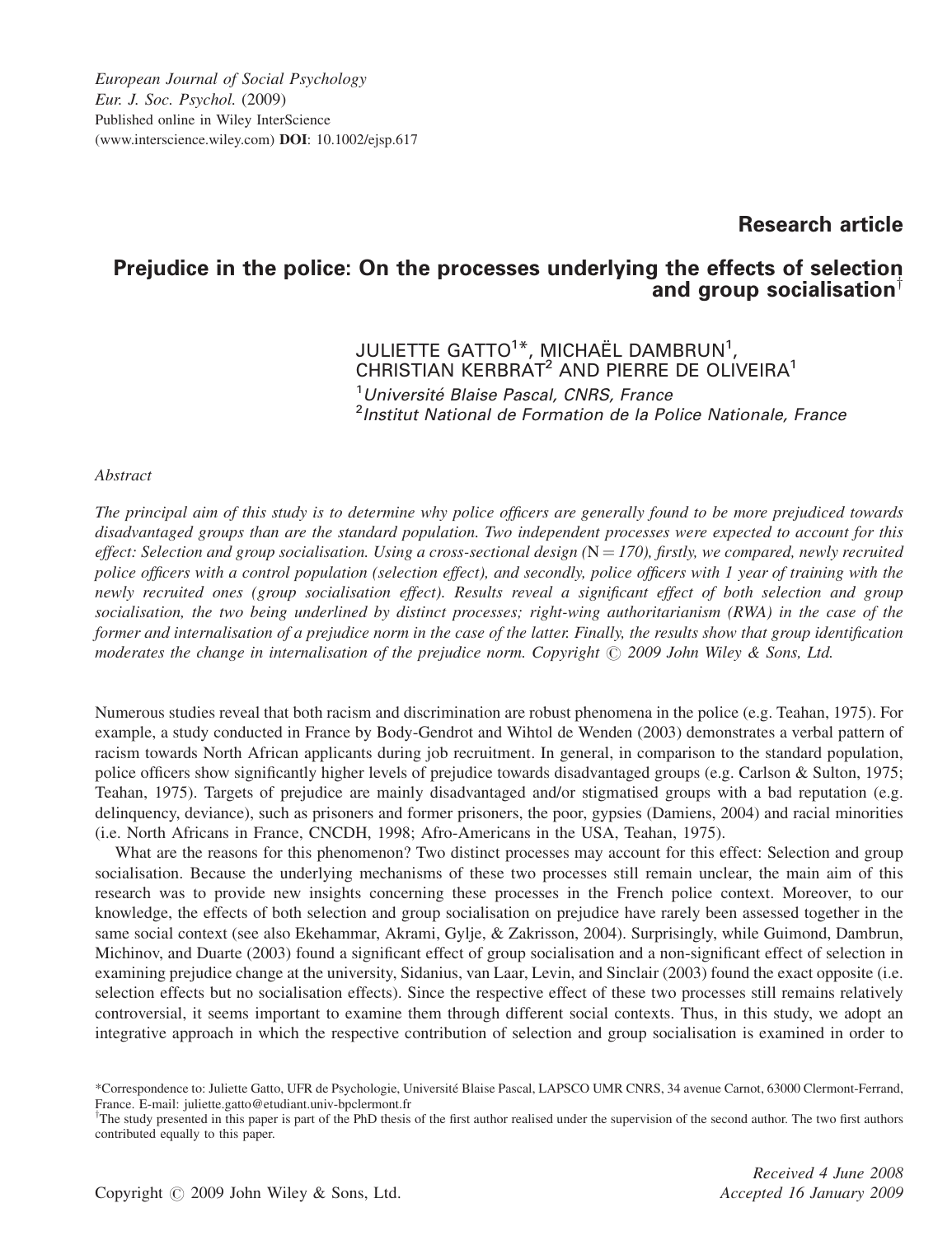European Journal of Social Psychology
*Eur. J. Soc. Psychol.* (2009)
Published online in Wiley InterScience
(www.interscience.wiley.com) **DOI**: 10.1002/ejsp.617

**Research article**

# Prejudice in the police: On the processes underlying the effects of selection and group socialisation[†]

JULIETTE GATTO[1]*, MICHAËL DAMBRUN[1], CHRISTIAN KERBRAT[2] AND PIERRE DE OLIVEIRA[1]

[1]*Université Blaise Pascal, CNRS, France*
[2]*Institut National de Formation de la Police Nationale, France*

*Abstract*

*The principal aim of this study is to determine why police officers are generally found to be more prejudiced towards disadvantaged groups than are the standard population. Two independent processes were expected to account for this effect: Selection and group socialisation. Using a cross-sectional design (N = 170), firstly, we compared, newly recruited police officers with a control population (selection effect), and secondly, police officers with 1 year of training with the newly recruited ones (group socialisation effect). Results reveal a significant effect of both selection and group socialisation, the two being underlined by distinct processes; right-wing authoritarianism (RWA) in the case of the former and internalisation of a prejudice norm in the case of the latter. Finally, the results show that group identification moderates the change in internalisation of the prejudice norm. Copyright © 2009 John Wiley & Sons, Ltd.*

Numerous studies reveal that both racism and discrimination are robust phenomena in the police (e.g. Teahan, 1975). For example, a study conducted in France by Body-Gendrot and Wihtol de Wenden (2003) demonstrates a verbal pattern of racism towards North African applicants during job recruitment. In general, in comparison to the standard population, police officers show significantly higher levels of prejudice towards disadvantaged groups (e.g. Carlson & Sulton, 1975; Teahan, 1975). Targets of prejudice are mainly disadvantaged and/or stigmatised groups with a bad reputation (e.g. delinquency, deviance), such as prisoners and former prisoners, the poor, gypsies (Damiens, 2004) and racial minorities (i.e. North Africans in France, CNCDH, 1998; Afro-Americans in the USA, Teahan, 1975).

What are the reasons for this phenomenon? Two distinct processes may account for this effect: Selection and group socialisation. Because the underlying mechanisms of these two processes still remain unclear, the main aim of this research was to provide new insights concerning these processes in the French police context. Moreover, to our knowledge, the effects of both selection and group socialisation on prejudice have rarely been assessed together in the same social context (see also Ekehammar, Akrami, Gylje, & Zakrisson, 2004). Surprisingly, while Guimond, Dambrun, Michinov, and Duarte (2003) found a significant effect of group socialisation and a non-significant effect of selection in examining prejudice change at the university, Sidanius, van Laar, Levin, and Sinclair (2003) found the exact opposite (i.e. selection effects but no socialisation effects). Since the respective effect of these two processes still remains relatively controversial, it seems important to examine them through different social contexts. Thus, in this study, we adopt an integrative approach in which the respective contribution of selection and group socialisation is examined in order to

*Correspondence to: Juliette Gatto, UFR de Psychologie, Université Blaise Pascal, LAPSCO UMR CNRS, 34 avenue Carnot, 63000 Clermont-Ferrand, France. E-mail: juliette.gatto@etudiant.univ-bpclermont.fr

[†]The study presented in this paper is part of the PhD thesis of the first author realised under the supervision of the second author. The two first authors contributed equally to this paper.

Copyright © 2009 John Wiley & Sons, Ltd.

*Received 4 June 2008*
*Accepted 16 January 2009*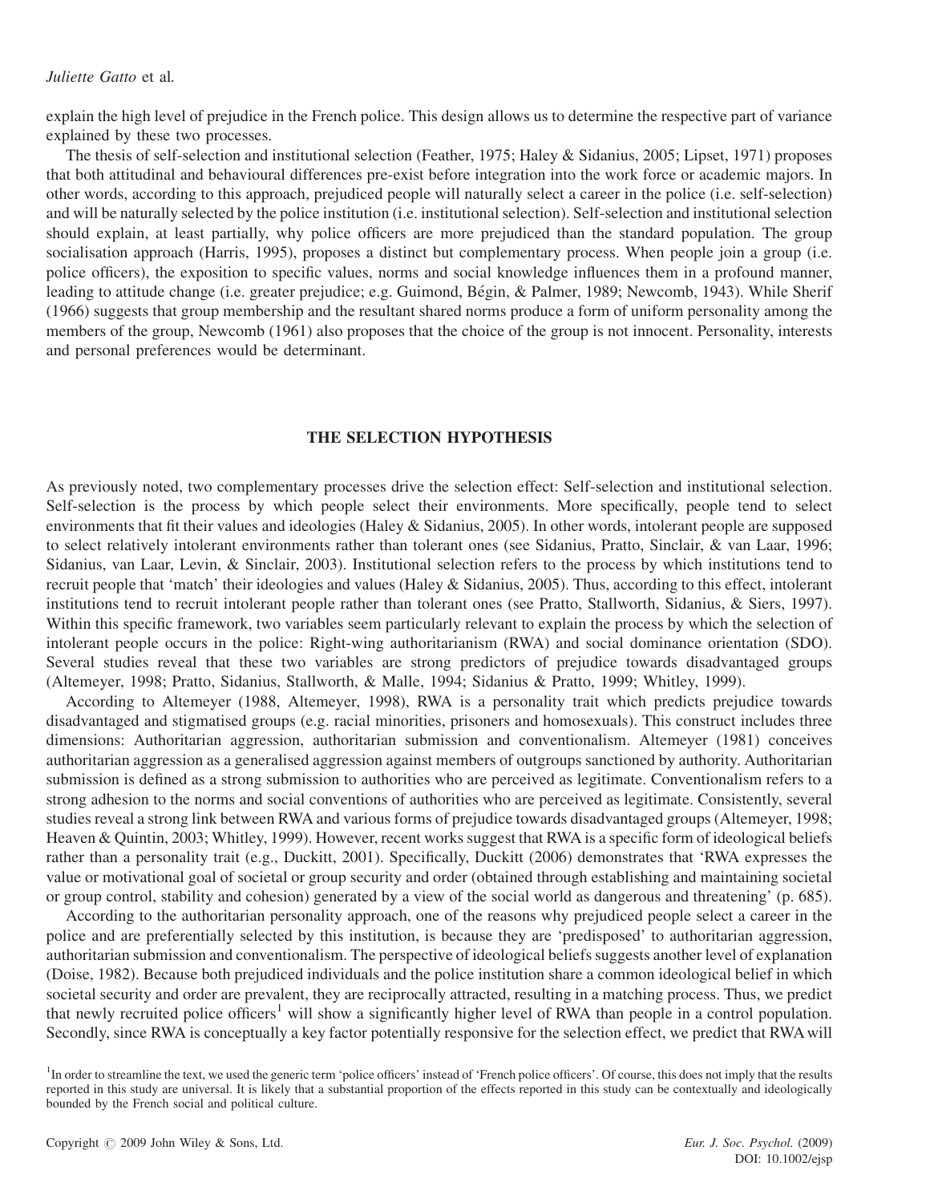explain the high level of prejudice in the French police. This design allows us to determine the respective part of variance explained by these two processes.

The thesis of self-selection and institutional selection (Feather, 1975; Haley & Sidanius, 2005; Lipset, 1971) proposes that both attitudinal and behavioural differences pre-exist before integration into the work force or academic majors. In other words, according to this approach, prejudiced people will naturally select a career in the police (i.e. self-selection) and will be naturally selected by the police institution (i.e. institutional selection). Self-selection and institutional selection should explain, at least partially, why police officers are more prejudiced than the standard population. The group socialisation approach (Harris, 1995), proposes a distinct but complementary process. When people join a group (i.e. police officers), the exposition to specific values, norms and social knowledge influences them in a profound manner, leading to attitude change (i.e. greater prejudice; e.g. Guimond, Bégin, & Palmer, 1989; Newcomb, 1943). While Sherif (1966) suggests that group membership and the resultant shared norms produce a form of uniform personality among the members of the group, Newcomb (1961) also proposes that the choice of the group is not innocent. Personality, interests and personal preferences would be determinant.

## THE SELECTION HYPOTHESIS

As previously noted, two complementary processes drive the selection effect: Self-selection and institutional selection. Self-selection is the process by which people select their environments. More specifically, people tend to select environments that fit their values and ideologies (Haley & Sidanius, 2005). In other words, intolerant people are supposed to select relatively intolerant environments rather than tolerant ones (see Sidanius, Pratto, Sinclair, & van Laar, 1996; Sidanius, van Laar, Levin, & Sinclair, 2003). Institutional selection refers to the process by which institutions tend to recruit people that 'match' their ideologies and values (Haley & Sidanius, 2005). Thus, according to this effect, intolerant institutions tend to recruit intolerant people rather than tolerant ones (see Pratto, Stallworth, Sidanius, & Siers, 1997). Within this specific framework, two variables seem particularly relevant to explain the process by which the selection of intolerant people occurs in the police: Right-wing authoritarianism (RWA) and social dominance orientation (SDO). Several studies reveal that these two variables are strong predictors of prejudice towards disadvantaged groups (Altemeyer, 1998; Pratto, Sidanius, Stallworth, & Malle, 1994; Sidanius & Pratto, 1999; Whitley, 1999).

According to Altemeyer (1988, Altemeyer, 1998), RWA is a personality trait which predicts prejudice towards disadvantaged and stigmatised groups (e.g. racial minorities, prisoners and homosexuals). This construct includes three dimensions: Authoritarian aggression, authoritarian submission and conventionalism. Altemeyer (1981) conceives authoritarian aggression as a generalised aggression against members of outgroups sanctioned by authority. Authoritarian submission is defined as a strong submission to authorities who are perceived as legitimate. Conventionalism refers to a strong adhesion to the norms and social conventions of authorities who are perceived as legitimate. Consistently, several studies reveal a strong link between RWA and various forms of prejudice towards disadvantaged groups (Altemeyer, 1998; Heaven & Quintin, 2003; Whitley, 1999). However, recent works suggest that RWA is a specific form of ideological beliefs rather than a personality trait (e.g., Duckitt, 2001). Specifically, Duckitt (2006) demonstrates that 'RWA expresses the value or motivational goal of societal or group security and order (obtained through establishing and maintaining societal or group control, stability and cohesion) generated by a view of the social world as dangerous and threatening' (p. 685).

According to the authoritarian personality approach, one of the reasons why prejudiced people select a career in the police and are preferentially selected by this institution, is because they are 'predisposed' to authoritarian aggression, authoritarian submission and conventionalism. The perspective of ideological beliefs suggests another level of explanation (Doise, 1982). Because both prejudiced individuals and the police institution share a common ideological belief in which societal security and order are prevalent, they are reciprocally attracted, resulting in a matching process. Thus, we predict that newly recruited police officers[1] will show a significantly higher level of RWA than people in a control population. Secondly, since RWA is conceptually a key factor potentially responsive for the selection effect, we predict that RWA will

[1]In order to streamline the text, we used the generic term 'police officers' instead of 'French police officers'. Of course, this does not imply that the results reported in this study are universal. It is likely that a substantial proportion of the effects reported in this study can be contextually and ideologically bounded by the French social and political culture.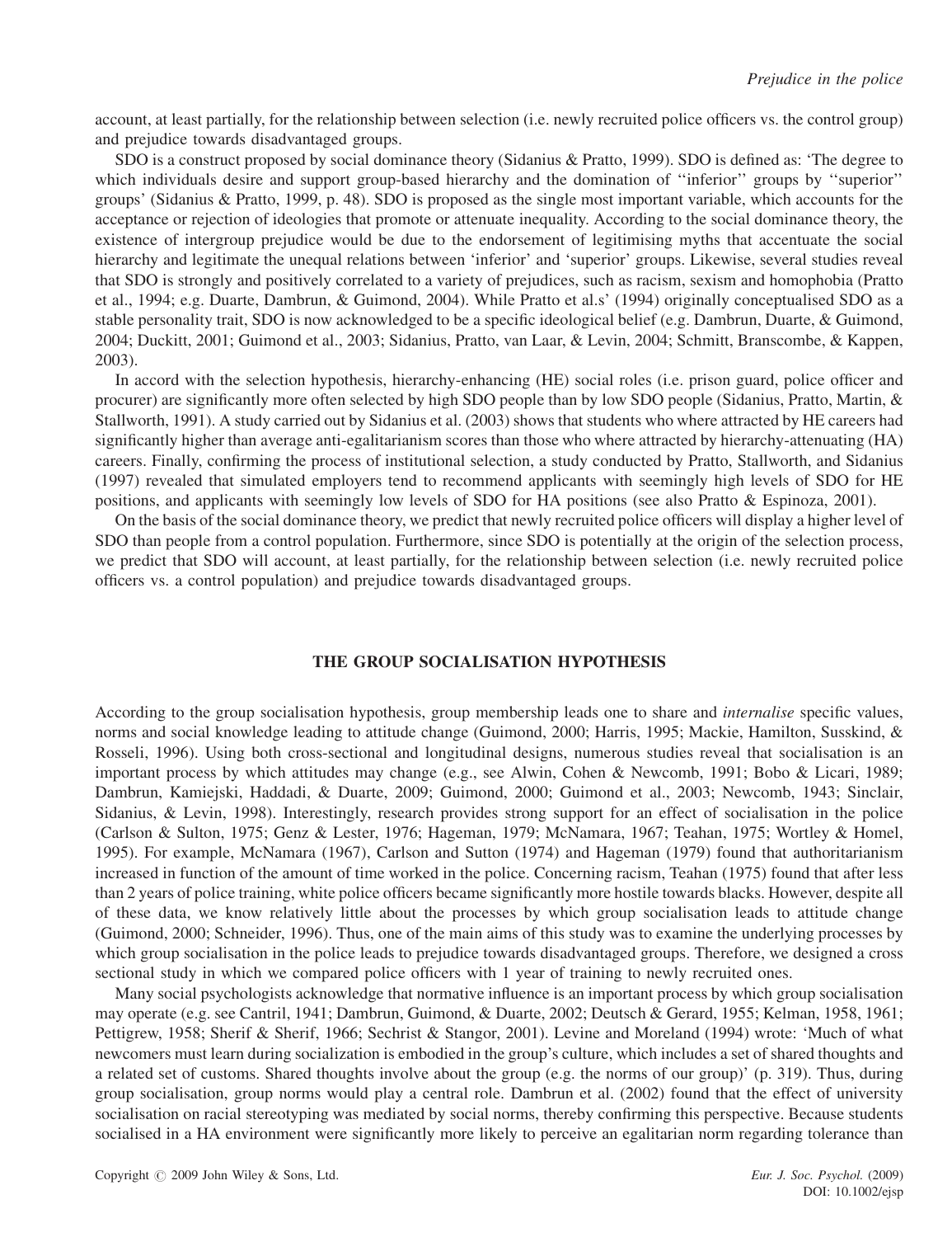account, at least partially, for the relationship between selection (i.e. newly recruited police officers vs. the control group) and prejudice towards disadvantaged groups.

SDO is a construct proposed by social dominance theory (Sidanius & Pratto, 1999). SDO is defined as: 'The degree to which individuals desire and support group-based hierarchy and the domination of ''inferior'' groups by ''superior'' groups' (Sidanius & Pratto, 1999, p. 48). SDO is proposed as the single most important variable, which accounts for the acceptance or rejection of ideologies that promote or attenuate inequality. According to the social dominance theory, the existence of intergroup prejudice would be due to the endorsement of legitimising myths that accentuate the social hierarchy and legitimate the unequal relations between 'inferior' and 'superior' groups. Likewise, several studies reveal that SDO is strongly and positively correlated to a variety of prejudices, such as racism, sexism and homophobia (Pratto et al., 1994; e.g. Duarte, Dambrun, & Guimond, 2004). While Pratto et al.s' (1994) originally conceptualised SDO as a stable personality trait, SDO is now acknowledged to be a specific ideological belief (e.g. Dambrun, Duarte, & Guimond, 2004; Duckitt, 2001; Guimond et al., 2003; Sidanius, Pratto, van Laar, & Levin, 2004; Schmitt, Branscombe, & Kappen, 2003).

In accord with the selection hypothesis, hierarchy-enhancing (HE) social roles (i.e. prison guard, police officer and procurer) are significantly more often selected by high SDO people than by low SDO people (Sidanius, Pratto, Martin, & Stallworth, 1991). A study carried out by Sidanius et al. (2003) shows that students who where attracted by HE careers had significantly higher than average anti-egalitarianism scores than those who where attracted by hierarchy-attenuating (HA) careers. Finally, confirming the process of institutional selection, a study conducted by Pratto, Stallworth, and Sidanius (1997) revealed that simulated employers tend to recommend applicants with seemingly high levels of SDO for HE positions, and applicants with seemingly low levels of SDO for HA positions (see also Pratto & Espinoza, 2001).

On the basis of the social dominance theory, we predict that newly recruited police officers will display a higher level of SDO than people from a control population. Furthermore, since SDO is potentially at the origin of the selection process, we predict that SDO will account, at least partially, for the relationship between selection (i.e. newly recruited police officers vs. a control population) and prejudice towards disadvantaged groups.

## THE GROUP SOCIALISATION HYPOTHESIS

According to the group socialisation hypothesis, group membership leads one to share and *internalise* specific values, norms and social knowledge leading to attitude change (Guimond, 2000; Harris, 1995; Mackie, Hamilton, Susskind, & Rosseli, 1996). Using both cross-sectional and longitudinal designs, numerous studies reveal that socialisation is an important process by which attitudes may change (e.g., see Alwin, Cohen & Newcomb, 1991; Bobo & Licari, 1989; Dambrun, Kamiejski, Haddadi, & Duarte, 2009; Guimond, 2000; Guimond et al., 2003; Newcomb, 1943; Sinclair, Sidanius, & Levin, 1998). Interestingly, research provides strong support for an effect of socialisation in the police (Carlson & Sulton, 1975; Genz & Lester, 1976; Hageman, 1979; McNamara, 1967; Teahan, 1975; Wortley & Homel, 1995). For example, McNamara (1967), Carlson and Sutton (1974) and Hageman (1979) found that authoritarianism increased in function of the amount of time worked in the police. Concerning racism, Teahan (1975) found that after less than 2 years of police training, white police officers became significantly more hostile towards blacks. However, despite all of these data, we know relatively little about the processes by which group socialisation leads to attitude change (Guimond, 2000; Schneider, 1996). Thus, one of the main aims of this study was to examine the underlying processes by which group socialisation in the police leads to prejudice towards disadvantaged groups. Therefore, we designed a cross sectional study in which we compared police officers with 1 year of training to newly recruited ones.

Many social psychologists acknowledge that normative influence is an important process by which group socialisation may operate (e.g. see Cantril, 1941; Dambrun, Guimond, & Duarte, 2002; Deutsch & Gerard, 1955; Kelman, 1958, 1961; Pettigrew, 1958; Sherif & Sherif, 1966; Sechrist & Stangor, 2001). Levine and Moreland (1994) wrote: 'Much of what newcomers must learn during socialization is embodied in the group's culture, which includes a set of shared thoughts and a related set of customs. Shared thoughts involve about the group (e.g. the norms of our group)' (p. 319). Thus, during group socialisation, group norms would play a central role. Dambrun et al. (2002) found that the effect of university socialisation on racial stereotyping was mediated by social norms, thereby confirming this perspective. Because students socialised in a HA environment were significantly more likely to perceive an egalitarian norm regarding tolerance than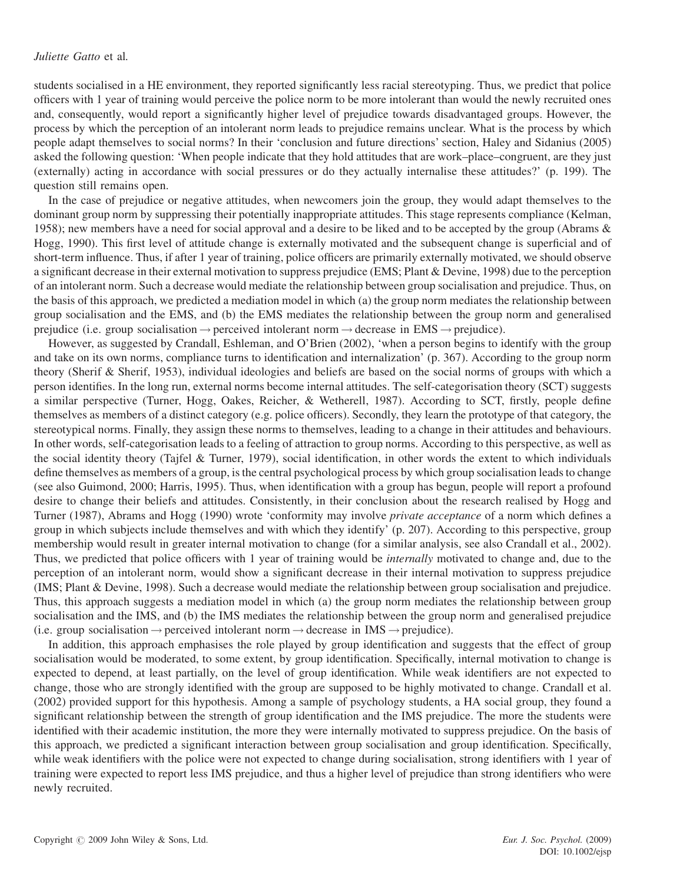students socialised in a HE environment, they reported significantly less racial stereotyping. Thus, we predict that police officers with 1 year of training would perceive the police norm to be more intolerant than would the newly recruited ones and, consequently, would report a significantly higher level of prejudice towards disadvantaged groups. However, the process by which the perception of an intolerant norm leads to prejudice remains unclear. What is the process by which people adapt themselves to social norms? In their 'conclusion and future directions' section, Haley and Sidanius (2005) asked the following question: 'When people indicate that they hold attitudes that are work–place–congruent, are they just (externally) acting in accordance with social pressures or do they actually internalise these attitudes?' (p. 199). The question still remains open.

In the case of prejudice or negative attitudes, when newcomers join the group, they would adapt themselves to the dominant group norm by suppressing their potentially inappropriate attitudes. This stage represents compliance (Kelman, 1958); new members have a need for social approval and a desire to be liked and to be accepted by the group (Abrams & Hogg, 1990). This first level of attitude change is externally motivated and the subsequent change is superficial and of short-term influence. Thus, if after 1 year of training, police officers are primarily externally motivated, we should observe a significant decrease in their external motivation to suppress prejudice (EMS; Plant & Devine, 1998) due to the perception of an intolerant norm. Such a decrease would mediate the relationship between group socialisation and prejudice. Thus, on the basis of this approach, we predicted a mediation model in which (a) the group norm mediates the relationship between group socialisation and the EMS, and (b) the EMS mediates the relationship between the group norm and generalised prejudice (i.e. group socialisation → perceived intolerant norm → decrease in EMS → prejudice).

However, as suggested by Crandall, Eshleman, and O'Brien (2002), 'when a person begins to identify with the group and take on its own norms, compliance turns to identification and internalization' (p. 367). According to the group norm theory (Sherif & Sherif, 1953), individual ideologies and beliefs are based on the social norms of groups with which a person identifies. In the long run, external norms become internal attitudes. The self-categorisation theory (SCT) suggests a similar perspective (Turner, Hogg, Oakes, Reicher, & Wetherell, 1987). According to SCT, firstly, people define themselves as members of a distinct category (e.g. police officers). Secondly, they learn the prototype of that category, the stereotypical norms. Finally, they assign these norms to themselves, leading to a change in their attitudes and behaviours. In other words, self-categorisation leads to a feeling of attraction to group norms. According to this perspective, as well as the social identity theory (Tajfel & Turner, 1979), social identification, in other words the extent to which individuals define themselves as members of a group, is the central psychological process by which group socialisation leads to change (see also Guimond, 2000; Harris, 1995). Thus, when identification with a group has begun, people will report a profound desire to change their beliefs and attitudes. Consistently, in their conclusion about the research realised by Hogg and Turner (1987), Abrams and Hogg (1990) wrote 'conformity may involve *private acceptance* of a norm which defines a group in which subjects include themselves and with which they identify' (p. 207). According to this perspective, group membership would result in greater internal motivation to change (for a similar analysis, see also Crandall et al., 2002). Thus, we predicted that police officers with 1 year of training would be *internally* motivated to change and, due to the perception of an intolerant norm, would show a significant decrease in their internal motivation to suppress prejudice (IMS; Plant & Devine, 1998). Such a decrease would mediate the relationship between group socialisation and prejudice. Thus, this approach suggests a mediation model in which (a) the group norm mediates the relationship between group socialisation and the IMS, and (b) the IMS mediates the relationship between the group norm and generalised prejudice (i.e. group socialisation → perceived intolerant norm → decrease in IMS → prejudice).

In addition, this approach emphasises the role played by group identification and suggests that the effect of group socialisation would be moderated, to some extent, by group identification. Specifically, internal motivation to change is expected to depend, at least partially, on the level of group identification. While weak identifiers are not expected to change, those who are strongly identified with the group are supposed to be highly motivated to change. Crandall et al. (2002) provided support for this hypothesis. Among a sample of psychology students, a HA social group, they found a significant relationship between the strength of group identification and the IMS prejudice. The more the students were identified with their academic institution, the more they were internally motivated to suppress prejudice. On the basis of this approach, we predicted a significant interaction between group socialisation and group identification. Specifically, while weak identifiers with the police were not expected to change during socialisation, strong identifiers with 1 year of training were expected to report less IMS prejudice, and thus a higher level of prejudice than strong identifiers who were newly recruited.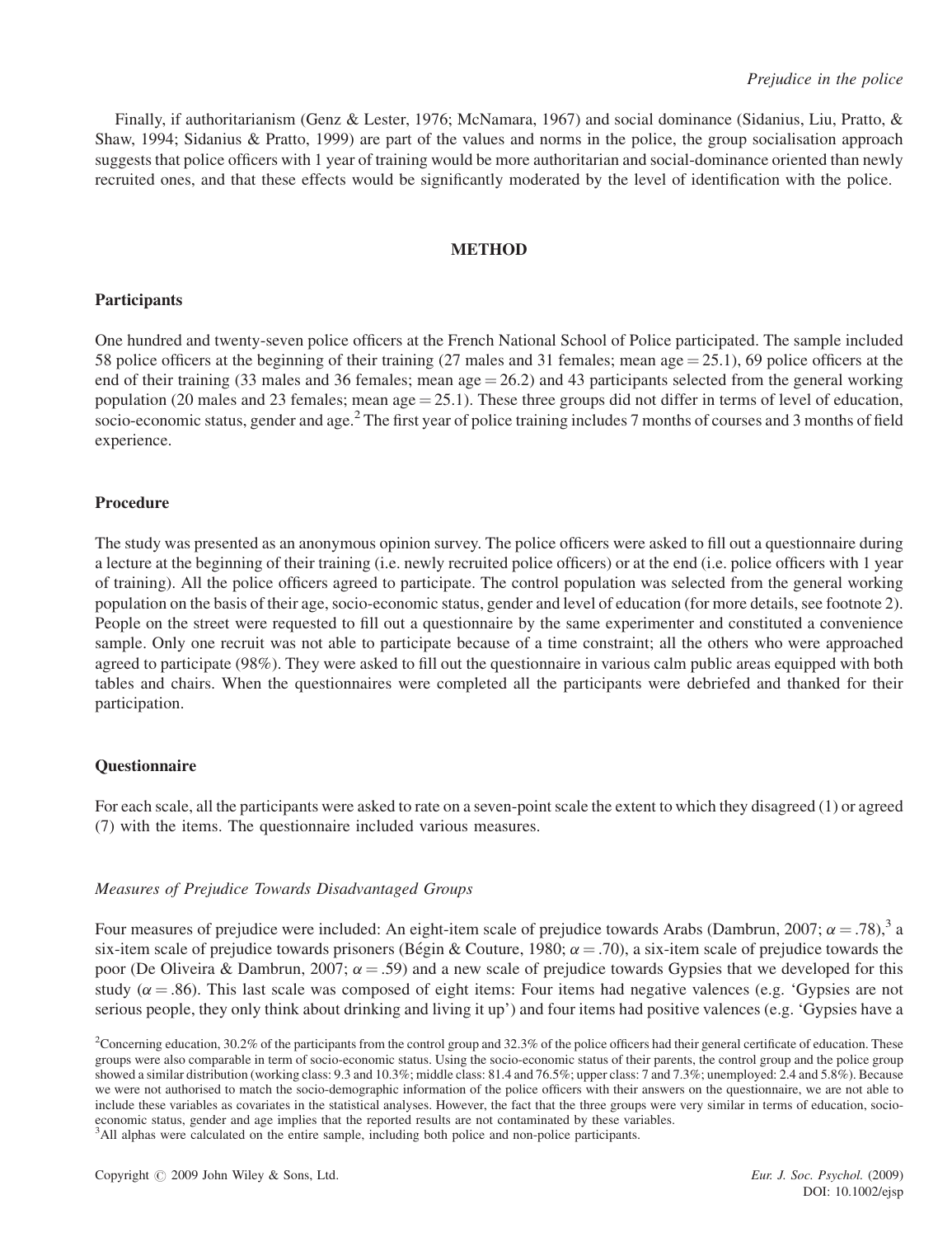Finally, if authoritarianism (Genz & Lester, 1976; McNamara, 1967) and social dominance (Sidanius, Liu, Pratto, & Shaw, 1994; Sidanius & Pratto, 1999) are part of the values and norms in the police, the group socialisation approach suggests that police officers with 1 year of training would be more authoritarian and social-dominance oriented than newly recruited ones, and that these effects would be significantly moderated by the level of identification with the police.

## METHOD

### Participants

One hundred and twenty-seven police officers at the French National School of Police participated. The sample included 58 police officers at the beginning of their training (27 males and 31 females; mean age = 25.1), 69 police officers at the end of their training (33 males and 36 females; mean age = 26.2) and 43 participants selected from the general working population (20 males and 23 females; mean age = 25.1). These three groups did not differ in terms of level of education, socio-economic status, gender and age.[2] The first year of police training includes 7 months of courses and 3 months of field experience.

### Procedure

The study was presented as an anonymous opinion survey. The police officers were asked to fill out a questionnaire during a lecture at the beginning of their training (i.e. newly recruited police officers) or at the end (i.e. police officers with 1 year of training). All the police officers agreed to participate. The control population was selected from the general working population on the basis of their age, socio-economic status, gender and level of education (for more details, see footnote 2). People on the street were requested to fill out a questionnaire by the same experimenter and constituted a convenience sample. Only one recruit was not able to participate because of a time constraint; all the others who were approached agreed to participate (98%). They were asked to fill out the questionnaire in various calm public areas equipped with both tables and chairs. When the questionnaires were completed all the participants were debriefed and thanked for their participation.

### Questionnaire

For each scale, all the participants were asked to rate on a seven-point scale the extent to which they disagreed (1) or agreed (7) with the items. The questionnaire included various measures.

#### *Measures of Prejudice Towards Disadvantaged Groups*

Four measures of prejudice were included: An eight-item scale of prejudice towards Arabs (Dambrun, 2007; $\alpha = .78$),[3] a six-item scale of prejudice towards prisoners (Bégin & Couture, 1980; $\alpha = .70$), a six-item scale of prejudice towards the poor (De Oliveira & Dambrun, 2007; $\alpha = .59$) and a new scale of prejudice towards Gypsies that we developed for this study ($\alpha = .86$). This last scale was composed of eight items: Four items had negative valences (e.g. 'Gypsies are not serious people, they only think about drinking and living it up') and four items had positive valences (e.g. 'Gypsies have a

[2]Concerning education, 30.2% of the participants from the control group and 32.3% of the police officers had their general certificate of education. These groups were also comparable in term of socio-economic status. Using the socio-economic status of their parents, the control group and the police group showed a similar distribution (working class: 9.3 and 10.3%; middle class: 81.4 and 76.5%; upper class: 7 and 7.3%; unemployed: 2.4 and 5.8%). Because we were not authorised to match the socio-demographic information of the police officers with their answers on the questionnaire, we are not able to include these variables as covariates in the statistical analyses. However, the fact that the three groups were very similar in terms of education, socio-economic status, gender and age implies that the reported results are not contaminated by these variables.

[3]All alphas were calculated on the entire sample, including both police and non-police participants.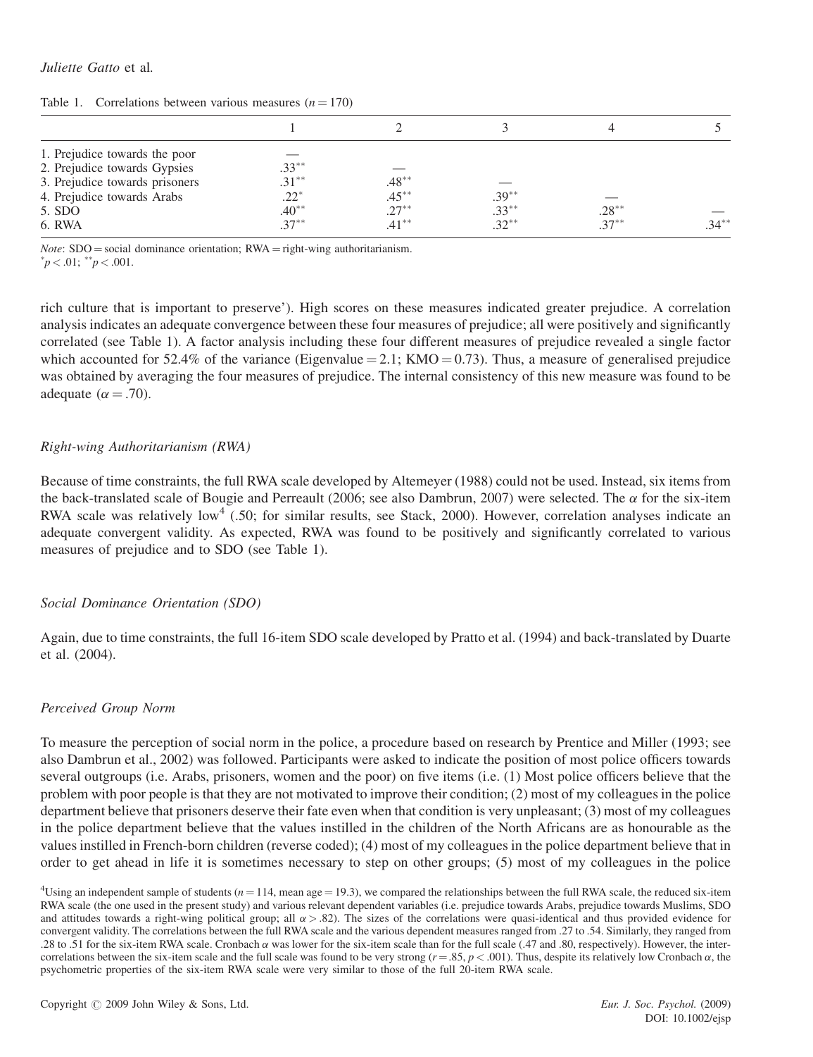Table 1. Correlations between various measures ($n = 170$)

| | 1 | 2 | 3 | 4 | 5 |
|---|---|---|---|---|---|
| 1. Prejudice towards the poor | — | | | | |
| 2. Prejudice towards Gypsies | .33** | — | | | |
| 3. Prejudice towards prisoners | .31** | .48** | — | | |
| 4. Prejudice towards Arabs | .22* | .45** | .39** | — | |
| 5. SDO | .40** | .27** | .33** | .28** | — |
| 6. RWA | .37** | .41** | .32** | .37** | .34** |

*Note*: SDO = social dominance orientation; RWA = right-wing authoritarianism.
*$p < .01$; **$p < .001$.

rich culture that is important to preserve'). High scores on these measures indicated greater prejudice. A correlation analysis indicates an adequate convergence between these four measures of prejudice; all were positively and significantly correlated (see Table 1). A factor analysis including these four different measures of prejudice revealed a single factor which accounted for 52.4% of the variance (Eigenvalue = 2.1; KMO = 0.73). Thus, a measure of generalised prejudice was obtained by averaging the four measures of prejudice. The internal consistency of this new measure was found to be adequate ($\alpha = .70$).

### *Right-wing Authoritarianism (RWA)*

Because of time constraints, the full RWA scale developed by Altemeyer (1988) could not be used. Instead, six items from the back-translated scale of Bougie and Perreault (2006; see also Dambrun, 2007) were selected. The $\alpha$ for the six-item RWA scale was relatively low[4] (.50; for similar results, see Stack, 2000). However, correlation analyses indicate an adequate convergent validity. As expected, RWA was found to be positively and significantly correlated to various measures of prejudice and to SDO (see Table 1).

### *Social Dominance Orientation (SDO)*

Again, due to time constraints, the full 16-item SDO scale developed by Pratto et al. (1994) and back-translated by Duarte et al. (2004).

### *Perceived Group Norm*

To measure the perception of social norm in the police, a procedure based on research by Prentice and Miller (1993; see also Dambrun et al., 2002) was followed. Participants were asked to indicate the position of most police officers towards several outgroups (i.e. Arabs, prisoners, women and the poor) on five items (i.e. (1) Most police officers believe that the problem with poor people is that they are not motivated to improve their condition; (2) most of my colleagues in the police department believe that prisoners deserve their fate even when that condition is very unpleasant; (3) most of my colleagues in the police department believe that the values instilled in the children of the North Africans are as honourable as the values instilled in French-born children (reverse coded); (4) most of my colleagues in the police department believe that in order to get ahead in life it is sometimes necessary to step on other groups; (5) most of my colleagues in the police

[4]Using an independent sample of students ($n = 114$, mean age = 19.3), we compared the relationships between the full RWA scale, the reduced six-item RWA scale (the one used in the present study) and various relevant dependent variables (i.e. prejudice towards Arabs, prejudice towards Muslims, SDO and attitudes towards a right-wing political group; all $\alpha > .82$). The sizes of the correlations were quasi-identical and thus provided evidence for convergent validity. The correlations between the full RWA scale and the various dependent measures ranged from .27 to .54. Similarly, they ranged from .28 to .51 for the six-item RWA scale. Cronbach $\alpha$ was lower for the six-item scale than for the full scale (.47 and .80, respectively). However, the inter-correlations between the six-item scale and the full scale was found to be very strong ($r = .85$, $p < .001$). Thus, despite its relatively low Cronbach $\alpha$, the psychometric properties of the six-item RWA scale were very similar to those of the full 20-item RWA scale.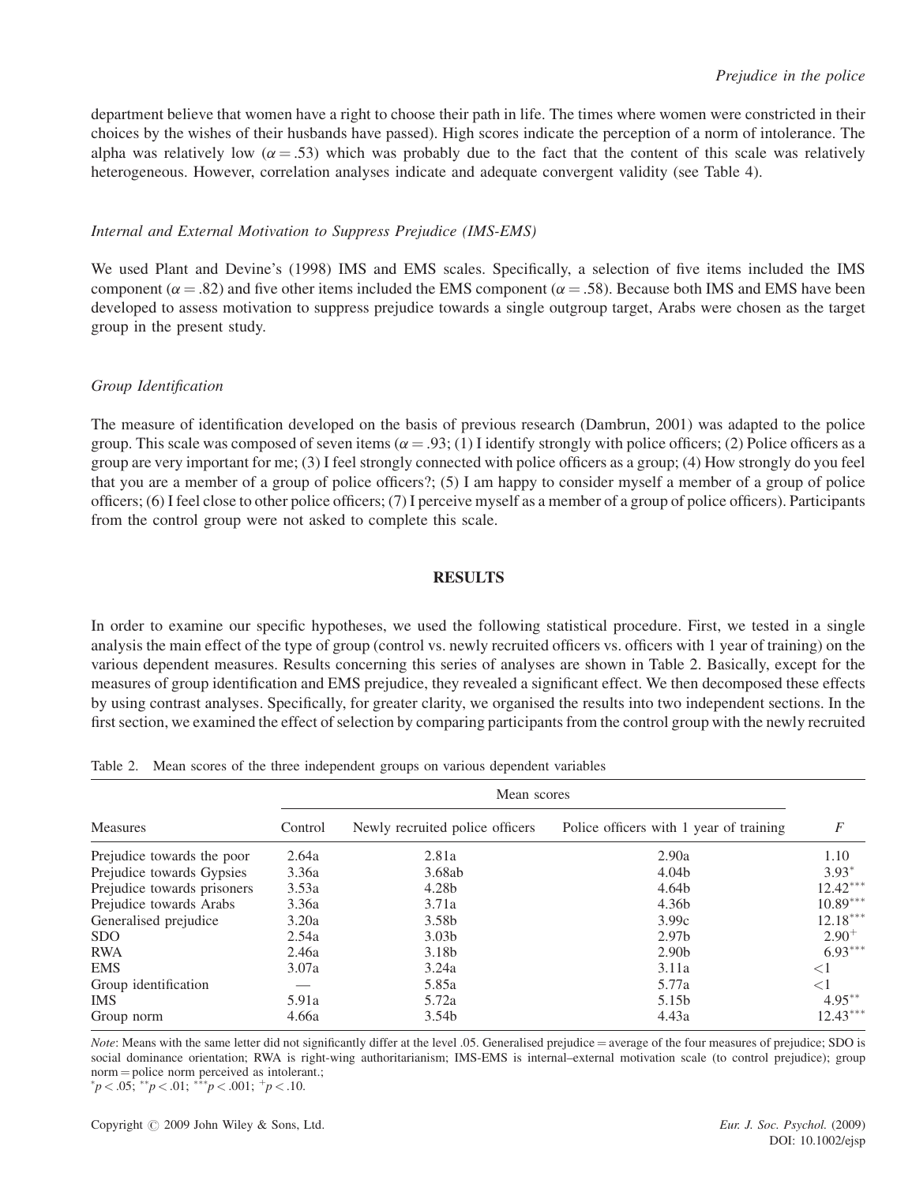department believe that women have a right to choose their path in life. The times where women were constricted in their choices by the wishes of their husbands have passed). High scores indicate the perception of a norm of intolerance. The alpha was relatively low ($\alpha = .53$) which was probably due to the fact that the content of this scale was relatively heterogeneous. However, correlation analyses indicate and adequate convergent validity (see Table 4).

### *Internal and External Motivation to Suppress Prejudice (IMS-EMS)*

We used Plant and Devine's (1998) IMS and EMS scales. Specifically, a selection of five items included the IMS component ($\alpha = .82$) and five other items included the EMS component ($\alpha = .58$). Because both IMS and EMS have been developed to assess motivation to suppress prejudice towards a single outgroup target, Arabs were chosen as the target group in the present study.

### *Group Identification*

The measure of identification developed on the basis of previous research (Dambrun, 2001) was adapted to the police group. This scale was composed of seven items ($\alpha = .93$; (1) I identify strongly with police officers; (2) Police officers as a group are very important for me; (3) I feel strongly connected with police officers as a group; (4) How strongly do you feel that you are a member of a group of police officers?; (5) I am happy to consider myself a member of a group of police officers; (6) I feel close to other police officers; (7) I perceive myself as a member of a group of police officers). Participants from the control group were not asked to complete this scale.

## RESULTS

In order to examine our specific hypotheses, we used the following statistical procedure. First, we tested in a single analysis the main effect of the type of group (control vs. newly recruited officers vs. officers with 1 year of training) on the various dependent measures. Results concerning this series of analyses are shown in Table 2. Basically, except for the measures of group identification and EMS prejudice, they revealed a significant effect. We then decomposed these effects by using contrast analyses. Specifically, for greater clarity, we organised the results into two independent sections. In the first section, we examined the effect of selection by comparing participants from the control group with the newly recruited

Table 2. Mean scores of the three independent groups on various dependent variables

| | Mean scores | | | |
|---|---|---|---|---|
| Measures | Control | Newly recruited police officers | Police officers with 1 year of training | $F$ |
| Prejudice towards the poor | 2.64a | 2.81a | 2.90a | 1.10 |
| Prejudice towards Gypsies | 3.36a | 3.68ab | 4.04b | $3.93^{*}$ |
| Prejudice towards prisoners | 3.53a | 4.28b | 4.64b | $12.42^{***}$ |
| Prejudice towards Arabs | 3.36a | 3.71a | 4.36b | $10.89^{***}$ |
| Generalised prejudice | 3.20a | 3.58b | 3.99c | $12.18^{***}$ |
| SDO | 2.54a | 3.03b | 2.97b | $2.90^{+}$ |
| RWA | 2.46a | 3.18b | 2.90b | $6.93^{***}$ |
| EMS | 3.07a | 3.24a | 3.11a | <1 |
| Group identification | — | 5.85a | 5.77a | <1 |
| IMS | 5.91a | 5.72a | 5.15b | $4.95^{**}$ |
| Group norm | 4.66a | 3.54b | 4.43a | $12.43^{***}$ |

*Note*: Means with the same letter did not significantly differ at the level .05. Generalised prejudice = average of the four measures of prejudice; SDO is social dominance orientation; RWA is right-wing authoritarianism; IMS-EMS is internal–external motivation scale (to control prejudice); group norm = police norm perceived as intolerant.;
$^{*}p < .05$; $^{**}p < .01$; $^{***}p < .001$; $^{+}p < .10$.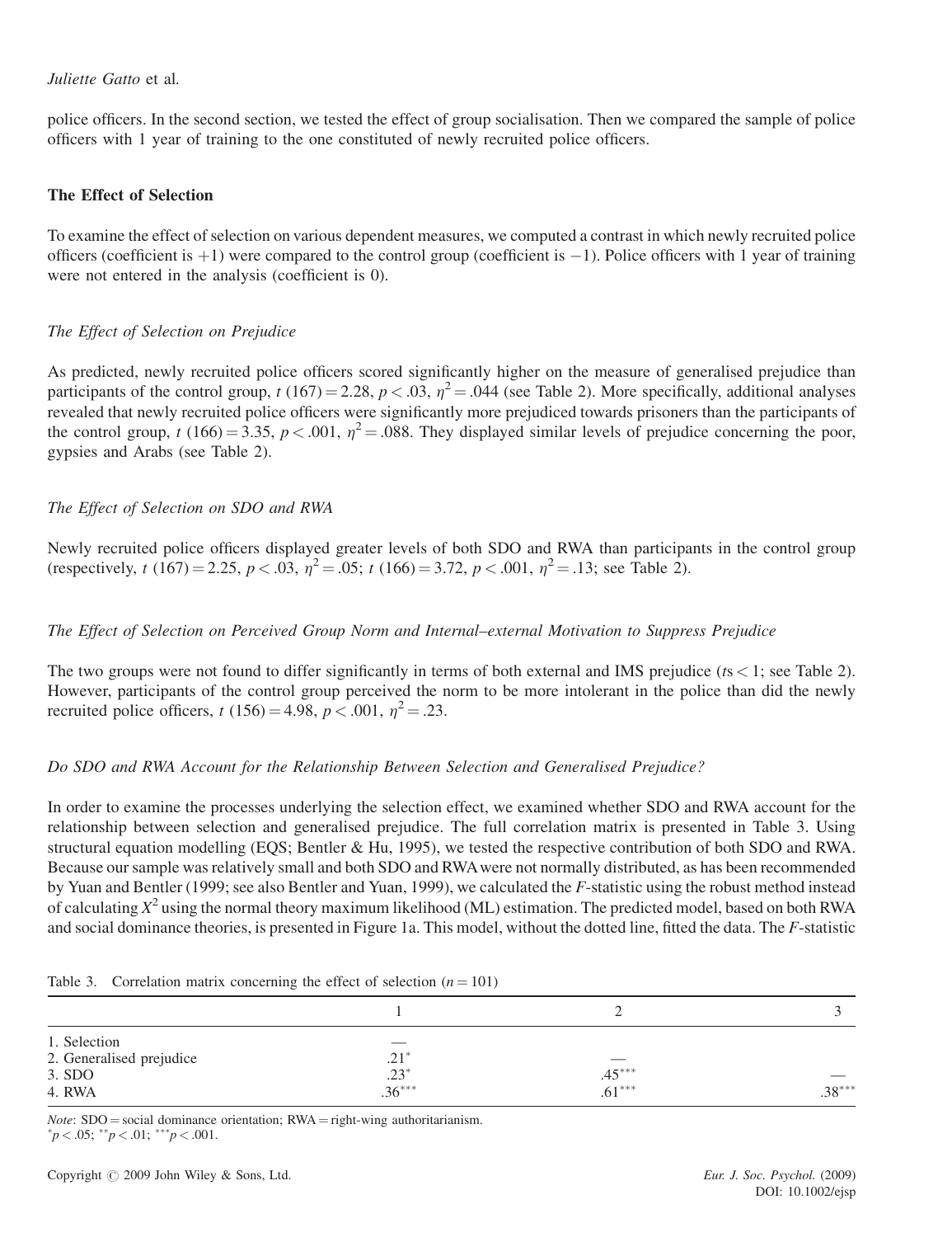police officers. In the second section, we tested the effect of group socialisation. Then we compared the sample of police officers with 1 year of training to the one constituted of newly recruited police officers.

## The Effect of Selection

To examine the effect of selection on various dependent measures, we computed a contrast in which newly recruited police officers (coefficient is +1) were compared to the control group (coefficient is −1). Police officers with 1 year of training were not entered in the analysis (coefficient is 0).

### *The Effect of Selection on Prejudice*

As predicted, newly recruited police officers scored significantly higher on the measure of generalised prejudice than participants of the control group, $t\ (167) = 2.28$, $p < .03$, $\eta^2 = .044$ (see Table 2). More specifically, additional analyses revealed that newly recruited police officers were significantly more prejudiced towards prisoners than the participants of the control group, $t\ (166) = 3.35$, $p < .001$, $\eta^2 = .088$. They displayed similar levels of prejudice concerning the poor, gypsies and Arabs (see Table 2).

### *The Effect of Selection on SDO and RWA*

Newly recruited police officers displayed greater levels of both SDO and RWA than participants in the control group (respectively, $t\ (167) = 2.25$, $p < .03$, $\eta^2 = .05$; $t\ (166) = 3.72$, $p < .001$, $\eta^2 = .13$; see Table 2).

### *The Effect of Selection on Perceived Group Norm and Internal–external Motivation to Suppress Prejudice*

The two groups were not found to differ significantly in terms of both external and IMS prejudice ($t$s $< 1$; see Table 2). However, participants of the control group perceived the norm to be more intolerant in the police than did the newly recruited police officers, $t\ (156) = 4.98$, $p < .001$, $\eta^2 = .23$.

### *Do SDO and RWA Account for the Relationship Between Selection and Generalised Prejudice?*

In order to examine the processes underlying the selection effect, we examined whether SDO and RWA account for the relationship between selection and generalised prejudice. The full correlation matrix is presented in Table 3. Using structural equation modelling (EQS; Bentler & Hu, 1995), we tested the respective contribution of both SDO and RWA. Because our sample was relatively small and both SDO and RWA were not normally distributed, as has been recommended by Yuan and Bentler (1999; see also Bentler and Yuan, 1999), we calculated the $F$-statistic using the robust method instead of calculating $X^2$ using the normal theory maximum likelihood (ML) estimation. The predicted model, based on both RWA and social dominance theories, is presented in Figure 1a. This model, without the dotted line, fitted the data. The $F$-statistic

Table 3. Correlation matrix concerning the effect of selection ($n = 101$)

| | 1 | 2 | 3 |
|---|---|---|---|
| 1. Selection | — | | |
| 2. Generalised prejudice | .21* | — | |
| 3. SDO | .23* | .45*** | — |
| 4. RWA | .36*** | .61*** | .38*** |

*Note*: SDO = social dominance orientation; RWA = right-wing authoritarianism.
*$p < .05$; **$p < .01$; ***$p < .001$.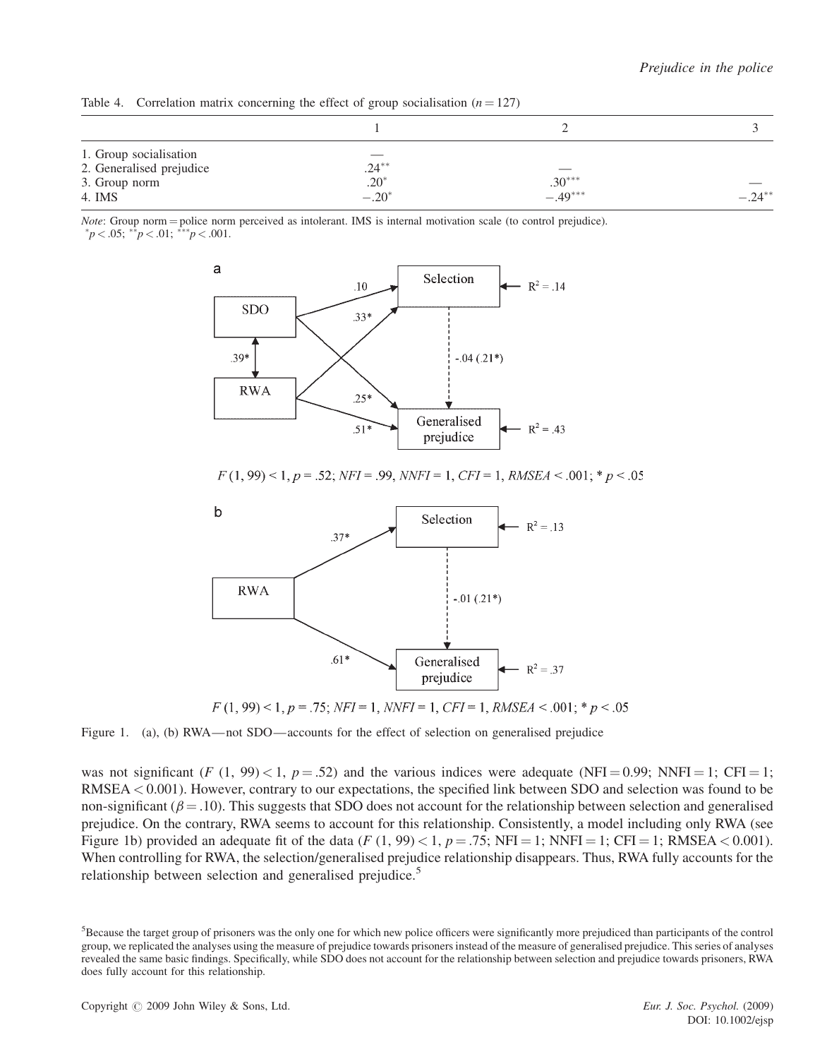Table 4. Correlation matrix concerning the effect of group socialisation ($n = 127$)

| | 1 | 2 | 3 |
|---|---|---|---|
| 1. Group socialisation | — | | |
| 2. Generalised prejudice | .24** | — | |
| 3. Group norm | .20* | .30*** | — |
| 4. IMS | −.20* | −.49*** | −.24** |

*Note*: Group norm = police norm perceived as intolerant. IMS is internal motivation scale (to control prejudice).
*$p < .05$; **$p < .01$; ***$p < .001$.

$F$ (1, 99) < 1, $p$ = .52; $NFI$ = .99, $NNFI$ = 1, $CFI$ = 1, $RMSEA$ < .001; * $p$ < .05

$F$ (1, 99) < 1, $p$ = .75; $NFI$ = 1, $NNFI$ = 1, $CFI$ = 1, $RMSEA$ < .001; * $p$ < .05

Figure 1. (a), (b) RWA—not SDO—accounts for the effect of selection on generalised prejudice

was not significant ($F$ (1, 99) < 1, $p = .52$) and the various indices were adequate (NFI = 0.99; NNFI = 1; CFI = 1; RMSEA < 0.001). However, contrary to our expectations, the specified link between SDO and selection was found to be non-significant ($\beta = .10$). This suggests that SDO does not account for the relationship between selection and generalised prejudice. On the contrary, RWA seems to account for this relationship. Consistently, a model including only RWA (see Figure 1b) provided an adequate fit of the data ($F$ (1, 99) < 1, $p = .75$; NFI = 1; NNFI = 1; CFI = 1; RMSEA < 0.001). When controlling for RWA, the selection/generalised prejudice relationship disappears. Thus, RWA fully accounts for the relationship between selection and generalised prejudice.[5]

[5]Because the target group of prisoners was the only one for which new police officers were significantly more prejudiced than participants of the control group, we replicated the analyses using the measure of prejudice towards prisoners instead of the measure of generalised prejudice. This series of analyses revealed the same basic findings. Specifically, while SDO does not account for the relationship between selection and prejudice towards prisoners, RWA does fully account for this relationship.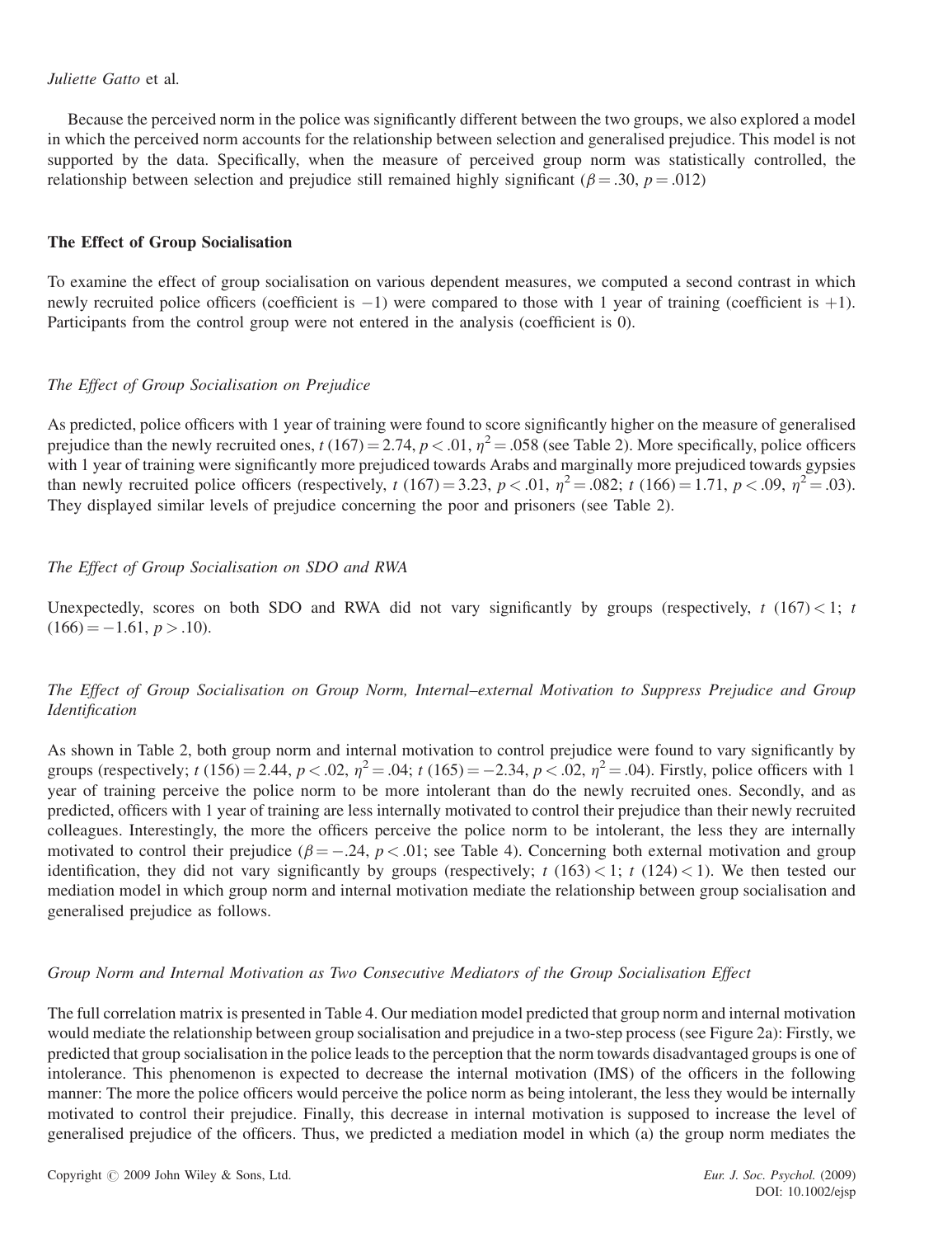Because the perceived norm in the police was significantly different between the two groups, we also explored a model in which the perceived norm accounts for the relationship between selection and generalised prejudice. This model is not supported by the data. Specifically, when the measure of perceived group norm was statistically controlled, the relationship between selection and prejudice still remained highly significant ($\beta = .30$, $p = .012$)

## The Effect of Group Socialisation

To examine the effect of group socialisation on various dependent measures, we computed a second contrast in which newly recruited police officers (coefficient is $-1$) were compared to those with 1 year of training (coefficient is $+1$). Participants from the control group were not entered in the analysis (coefficient is 0).

### *The Effect of Group Socialisation on Prejudice*

As predicted, police officers with 1 year of training were found to score significantly higher on the measure of generalised prejudice than the newly recruited ones, $t\,(167) = 2.74$, $p < .01$, $\eta^2 = .058$ (see Table 2). More specifically, police officers with 1 year of training were significantly more prejudiced towards Arabs and marginally more prejudiced towards gypsies than newly recruited police officers (respectively, $t\,(167) = 3.23$, $p < .01$, $\eta^2 = .082$; $t\,(166) = 1.71$, $p < .09$, $\eta^2 = .03$). They displayed similar levels of prejudice concerning the poor and prisoners (see Table 2).

### *The Effect of Group Socialisation on SDO and RWA*

Unexpectedly, scores on both SDO and RWA did not vary significantly by groups (respectively, $t\,(167) < 1$; $t\,(166) = -1.61$, $p > .10$).

### *The Effect of Group Socialisation on Group Norm, Internal–external Motivation to Suppress Prejudice and Group Identification*

As shown in Table 2, both group norm and internal motivation to control prejudice were found to vary significantly by groups (respectively; $t\,(156) = 2.44$, $p < .02$, $\eta^2 = .04$; $t\,(165) = -2.34$, $p < .02$, $\eta^2 = .04$). Firstly, police officers with 1 year of training perceive the police norm to be more intolerant than do the newly recruited ones. Secondly, and as predicted, officers with 1 year of training are less internally motivated to control their prejudice than their newly recruited colleagues. Interestingly, the more the officers perceive the police norm to be intolerant, the less they are internally motivated to control their prejudice ($\beta = -.24$, $p < .01$; see Table 4). Concerning both external motivation and group identification, they did not vary significantly by groups (respectively; $t\,(163) < 1$; $t\,(124) < 1$). We then tested our mediation model in which group norm and internal motivation mediate the relationship between group socialisation and generalised prejudice as follows.

### *Group Norm and Internal Motivation as Two Consecutive Mediators of the Group Socialisation Effect*

The full correlation matrix is presented in Table 4. Our mediation model predicted that group norm and internal motivation would mediate the relationship between group socialisation and prejudice in a two-step process (see Figure 2a): Firstly, we predicted that group socialisation in the police leads to the perception that the norm towards disadvantaged groups is one of intolerance. This phenomenon is expected to decrease the internal motivation (IMS) of the officers in the following manner: The more the police officers would perceive the police norm as being intolerant, the less they would be internally motivated to control their prejudice. Finally, this decrease in internal motivation is supposed to increase the level of generalised prejudice of the officers. Thus, we predicted a mediation model in which (a) the group norm mediates the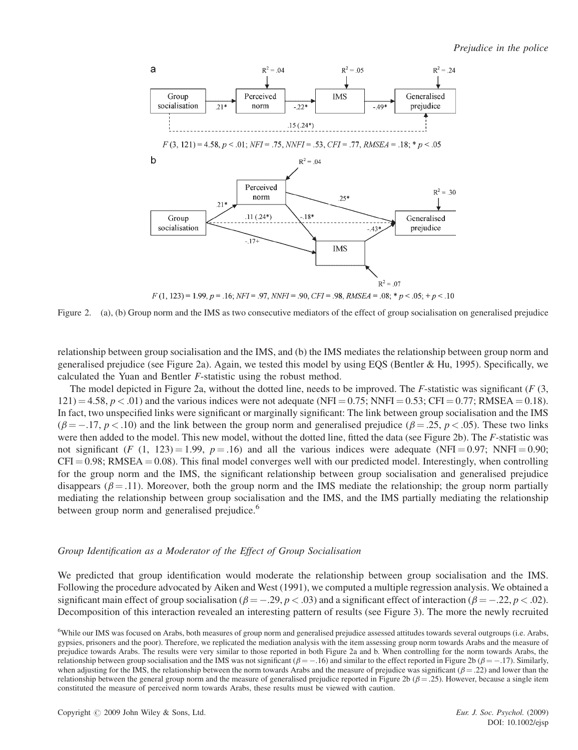Figure 2. (a), (b) Group norm and the IMS as two consecutive mediators of the effect of group socialisation on generalised prejudice

relationship between group socialisation and the IMS, and (b) the IMS mediates the relationship between group norm and generalised prejudice (see Figure 2a). Again, we tested this model by using EQS (Bentler & Hu, 1995). Specifically, we calculated the Yuan and Bentler *F*-statistic using the robust method.

The model depicted in Figure 2a, without the dotted line, needs to be improved. The *F*-statistic was significant ($F$ (3, 121) = 4.58, $p < .01$) and the various indices were not adequate (NFI = 0.75; NNFI = 0.53; CFI = 0.77; RMSEA = 0.18). In fact, two unspecified links were significant or marginally significant: The link between group socialisation and the IMS ($\beta = -.17$, $p < .10$) and the link between the group norm and generalised prejudice ($\beta = .25$, $p < .05$). These two links were then added to the model. This new model, without the dotted line, fitted the data (see Figure 2b). The *F*-statistic was not significant ($F$ (1, 123) = 1.99, $p = .16$) and all the various indices were adequate (NFI = 0.97; NNFI = 0.90; CFI = 0.98; RMSEA = 0.08). This final model converges well with our predicted model. Interestingly, when controlling for the group norm and the IMS, the significant relationship between group socialisation and generalised prejudice disappears ($\beta = .11$). Moreover, both the group norm and the IMS mediate the relationship; the group norm partially mediating the relationship between group socialisation and the IMS, and the IMS partially mediating the relationship between group norm and generalised prejudice.[6]

### Group Identification as a Moderator of the Effect of Group Socialisation

We predicted that group identification would moderate the relationship between group socialisation and the IMS. Following the procedure advocated by Aiken and West (1991), we computed a multiple regression analysis. We obtained a significant main effect of group socialisation ($\beta = -.29$, $p < .03$) and a significant effect of interaction ($\beta = -.22$, $p < .02$). Decomposition of this interaction revealed an interesting pattern of results (see Figure 3). The more the newly recruited

[6]While our IMS was focused on Arabs, both measures of group norm and generalised prejudice assessed attitudes towards several outgroups (i.e. Arabs, gypsies, prisoners and the poor). Therefore, we replicated the mediation analysis with the item assessing group norm towards Arabs and the measure of prejudice towards Arabs. The results were very similar to those reported in both Figure 2a and b. When controlling for the norm towards Arabs, the relationship between group socialisation and the IMS was not significant ($\beta = -.16$) and similar to the effect reported in Figure 2b ($\beta = -.17$). Similarly, when adjusting for the IMS, the relationship between the norm towards Arabs and the measure of prejudice was significant ($\beta = .22$) and lower than the relationship between the general group norm and the measure of generalised prejudice reported in Figure 2b ($\beta = .25$). However, because a single item constituted the measure of perceived norm towards Arabs, these results must be viewed with caution.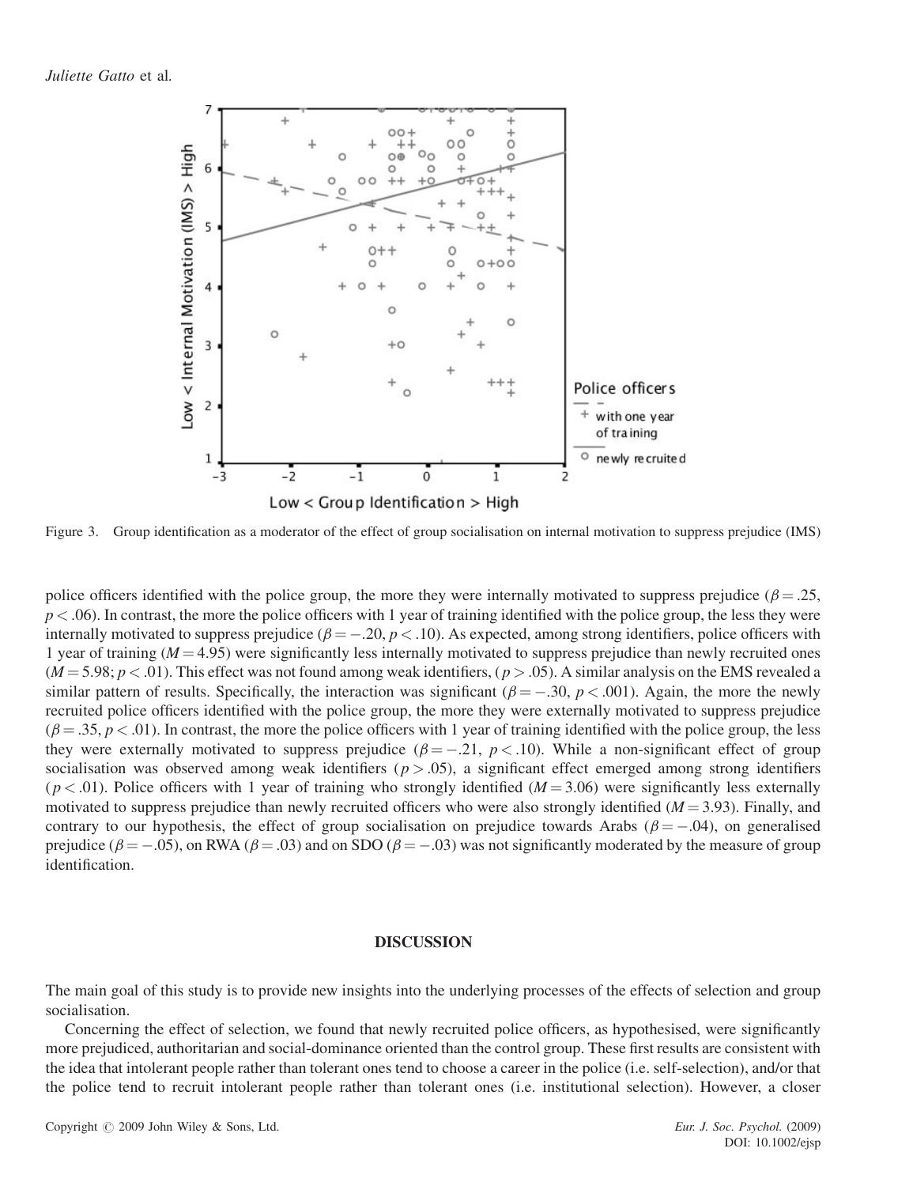Figure 3. Group identification as a moderator of the effect of group socialisation on internal motivation to suppress prejudice (IMS)

police officers identified with the police group, the more they were internally motivated to suppress prejudice ($\beta = .25$, $p < .06$). In contrast, the more the police officers with 1 year of training identified with the police group, the less they were internally motivated to suppress prejudice ($\beta = -.20$, $p < .10$). As expected, among strong identifiers, police officers with 1 year of training ($M = 4.95$) were significantly less internally motivated to suppress prejudice than newly recruited ones ($M = 5.98$; $p < .01$). This effect was not found among weak identifiers, ($p > .05$). A similar analysis on the EMS revealed a similar pattern of results. Specifically, the interaction was significant ($\beta = -.30$, $p < .001$). Again, the more the newly recruited police officers identified with the police group, the more they were externally motivated to suppress prejudice ($\beta = .35$, $p < .01$). In contrast, the more the police officers with 1 year of training identified with the police group, the less they were externally motivated to suppress prejudice ($\beta = -.21$, $p < .10$). While a non-significant effect of group socialisation was observed among weak identifiers ($p > .05$), a significant effect emerged among strong identifiers ($p < .01$). Police officers with 1 year of training who strongly identified ($M = 3.06$) were significantly less externally motivated to suppress prejudice than newly recruited officers who were also strongly identified ($M = 3.93$). Finally, and contrary to our hypothesis, the effect of group socialisation on prejudice towards Arabs ($\beta = -.04$), on generalised prejudice ($\beta = -.05$), on RWA ($\beta = .03$) and on SDO ($\beta = -.03$) was not significantly moderated by the measure of group identification.

## DISCUSSION

The main goal of this study is to provide new insights into the underlying processes of the effects of selection and group socialisation.

Concerning the effect of selection, we found that newly recruited police officers, as hypothesised, were significantly more prejudiced, authoritarian and social-dominance oriented than the control group. These first results are consistent with the idea that intolerant people rather than tolerant ones tend to choose a career in the police (i.e. self-selection), and/or that the police tend to recruit intolerant people rather than tolerant ones (i.e. institutional selection). However, a closer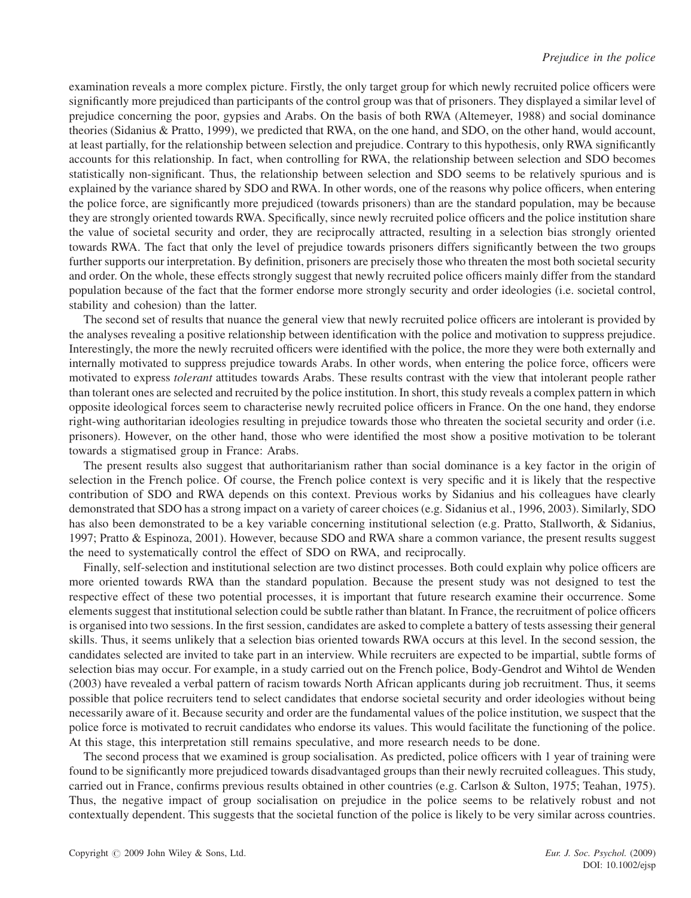examination reveals a more complex picture. Firstly, the only target group for which newly recruited police officers were significantly more prejudiced than participants of the control group was that of prisoners. They displayed a similar level of prejudice concerning the poor, gypsies and Arabs. On the basis of both RWA (Altemeyer, 1988) and social dominance theories (Sidanius & Pratto, 1999), we predicted that RWA, on the one hand, and SDO, on the other hand, would account, at least partially, for the relationship between selection and prejudice. Contrary to this hypothesis, only RWA significantly accounts for this relationship. In fact, when controlling for RWA, the relationship between selection and SDO becomes statistically non-significant. Thus, the relationship between selection and SDO seems to be relatively spurious and is explained by the variance shared by SDO and RWA. In other words, one of the reasons why police officers, when entering the police force, are significantly more prejudiced (towards prisoners) than are the standard population, may be because they are strongly oriented towards RWA. Specifically, since newly recruited police officers and the police institution share the value of societal security and order, they are reciprocally attracted, resulting in a selection bias strongly oriented towards RWA. The fact that only the level of prejudice towards prisoners differs significantly between the two groups further supports our interpretation. By definition, prisoners are precisely those who threaten the most both societal security and order. On the whole, these effects strongly suggest that newly recruited police officers mainly differ from the standard population because of the fact that the former endorse more strongly security and order ideologies (i.e. societal control, stability and cohesion) than the latter.

The second set of results that nuance the general view that newly recruited police officers are intolerant is provided by the analyses revealing a positive relationship between identification with the police and motivation to suppress prejudice. Interestingly, the more the newly recruited officers were identified with the police, the more they were both externally and internally motivated to suppress prejudice towards Arabs. In other words, when entering the police force, officers were motivated to express *tolerant* attitudes towards Arabs. These results contrast with the view that intolerant people rather than tolerant ones are selected and recruited by the police institution. In short, this study reveals a complex pattern in which opposite ideological forces seem to characterise newly recruited police officers in France. On the one hand, they endorse right-wing authoritarian ideologies resulting in prejudice towards those who threaten the societal security and order (i.e. prisoners). However, on the other hand, those who were identified the most show a positive motivation to be tolerant towards a stigmatised group in France: Arabs.

The present results also suggest that authoritarianism rather than social dominance is a key factor in the origin of selection in the French police. Of course, the French police context is very specific and it is likely that the respective contribution of SDO and RWA depends on this context. Previous works by Sidanius and his colleagues have clearly demonstrated that SDO has a strong impact on a variety of career choices (e.g. Sidanius et al., 1996, 2003). Similarly, SDO has also been demonstrated to be a key variable concerning institutional selection (e.g. Pratto, Stallworth, & Sidanius, 1997; Pratto & Espinoza, 2001). However, because SDO and RWA share a common variance, the present results suggest the need to systematically control the effect of SDO on RWA, and reciprocally.

Finally, self-selection and institutional selection are two distinct processes. Both could explain why police officers are more oriented towards RWA than the standard population. Because the present study was not designed to test the respective effect of these two potential processes, it is important that future research examine their occurrence. Some elements suggest that institutional selection could be subtle rather than blatant. In France, the recruitment of police officers is organised into two sessions. In the first session, candidates are asked to complete a battery of tests assessing their general skills. Thus, it seems unlikely that a selection bias oriented towards RWA occurs at this level. In the second session, the candidates selected are invited to take part in an interview. While recruiters are expected to be impartial, subtle forms of selection bias may occur. For example, in a study carried out on the French police, Body-Gendrot and Wihtol de Wenden (2003) have revealed a verbal pattern of racism towards North African applicants during job recruitment. Thus, it seems possible that police recruiters tend to select candidates that endorse societal security and order ideologies without being necessarily aware of it. Because security and order are the fundamental values of the police institution, we suspect that the police force is motivated to recruit candidates who endorse its values. This would facilitate the functioning of the police. At this stage, this interpretation still remains speculative, and more research needs to be done.

The second process that we examined is group socialisation. As predicted, police officers with 1 year of training were found to be significantly more prejudiced towards disadvantaged groups than their newly recruited colleagues. This study, carried out in France, confirms previous results obtained in other countries (e.g. Carlson & Sulton, 1975; Teahan, 1975). Thus, the negative impact of group socialisation on prejudice in the police seems to be relatively robust and not contextually dependent. This suggests that the societal function of the police is likely to be very similar across countries.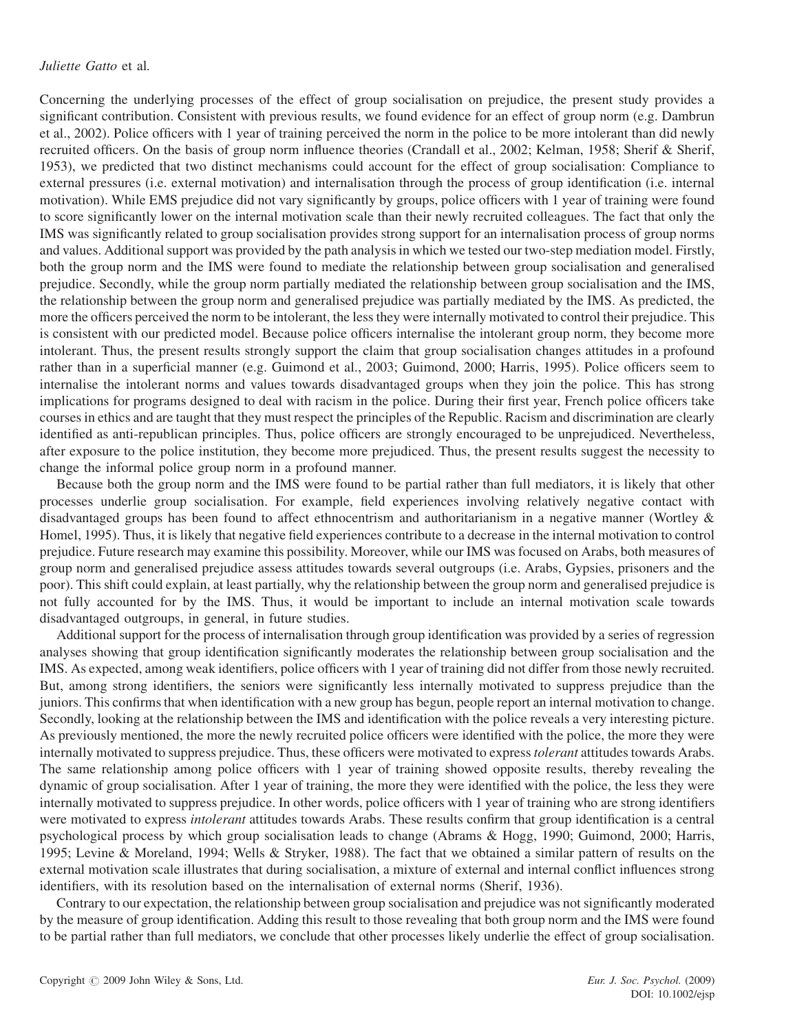Concerning the underlying processes of the effect of group socialisation on prejudice, the present study provides a significant contribution. Consistent with previous results, we found evidence for an effect of group norm (e.g. Dambrun et al., 2002). Police officers with 1 year of training perceived the norm in the police to be more intolerant than did newly recruited officers. On the basis of group norm influence theories (Crandall et al., 2002; Kelman, 1958; Sherif & Sherif, 1953), we predicted that two distinct mechanisms could account for the effect of group socialisation: Compliance to external pressures (i.e. external motivation) and internalisation through the process of group identification (i.e. internal motivation). While EMS prejudice did not vary significantly by groups, police officers with 1 year of training were found to score significantly lower on the internal motivation scale than their newly recruited colleagues. The fact that only the IMS was significantly related to group socialisation provides strong support for an internalisation process of group norms and values. Additional support was provided by the path analysis in which we tested our two-step mediation model. Firstly, both the group norm and the IMS were found to mediate the relationship between group socialisation and generalised prejudice. Secondly, while the group norm partially mediated the relationship between group socialisation and the IMS, the relationship between the group norm and generalised prejudice was partially mediated by the IMS. As predicted, the more the officers perceived the norm to be intolerant, the less they were internally motivated to control their prejudice. This is consistent with our predicted model. Because police officers internalise the intolerant group norm, they become more intolerant. Thus, the present results strongly support the claim that group socialisation changes attitudes in a profound rather than in a superficial manner (e.g. Guimond et al., 2003; Guimond, 2000; Harris, 1995). Police officers seem to internalise the intolerant norms and values towards disadvantaged groups when they join the police. This has strong implications for programs designed to deal with racism in the police. During their first year, French police officers take courses in ethics and are taught that they must respect the principles of the Republic. Racism and discrimination are clearly identified as anti-republican principles. Thus, police officers are strongly encouraged to be unprejudiced. Nevertheless, after exposure to the police institution, they become more prejudiced. Thus, the present results suggest the necessity to change the informal police group norm in a profound manner.

Because both the group norm and the IMS were found to be partial rather than full mediators, it is likely that other processes underlie group socialisation. For example, field experiences involving relatively negative contact with disadvantaged groups has been found to affect ethnocentrism and authoritarianism in a negative manner (Wortley & Homel, 1995). Thus, it is likely that negative field experiences contribute to a decrease in the internal motivation to control prejudice. Future research may examine this possibility. Moreover, while our IMS was focused on Arabs, both measures of group norm and generalised prejudice assess attitudes towards several outgroups (i.e. Arabs, Gypsies, prisoners and the poor). This shift could explain, at least partially, why the relationship between the group norm and generalised prejudice is not fully accounted for by the IMS. Thus, it would be important to include an internal motivation scale towards disadvantaged outgroups, in general, in future studies.

Additional support for the process of internalisation through group identification was provided by a series of regression analyses showing that group identification significantly moderates the relationship between group socialisation and the IMS. As expected, among weak identifiers, police officers with 1 year of training did not differ from those newly recruited. But, among strong identifiers, the seniors were significantly less internally motivated to suppress prejudice than the juniors. This confirms that when identification with a new group has begun, people report an internal motivation to change. Secondly, looking at the relationship between the IMS and identification with the police reveals a very interesting picture. As previously mentioned, the more the newly recruited police officers were identified with the police, the more they were internally motivated to suppress prejudice. Thus, these officers were motivated to express *tolerant* attitudes towards Arabs. The same relationship among police officers with 1 year of training showed opposite results, thereby revealing the dynamic of group socialisation. After 1 year of training, the more they were identified with the police, the less they were internally motivated to suppress prejudice. In other words, police officers with 1 year of training who are strong identifiers were motivated to express *intolerant* attitudes towards Arabs. These results confirm that group identification is a central psychological process by which group socialisation leads to change (Abrams & Hogg, 1990; Guimond, 2000; Harris, 1995; Levine & Moreland, 1994; Wells & Stryker, 1988). The fact that we obtained a similar pattern of results on the external motivation scale illustrates that during socialisation, a mixture of external and internal conflict influences strong identifiers, with its resolution based on the internalisation of external norms (Sherif, 1936).

Contrary to our expectation, the relationship between group socialisation and prejudice was not significantly moderated by the measure of group identification. Adding this result to those revealing that both group norm and the IMS were found to be partial rather than full mediators, we conclude that other processes likely underlie the effect of group socialisation.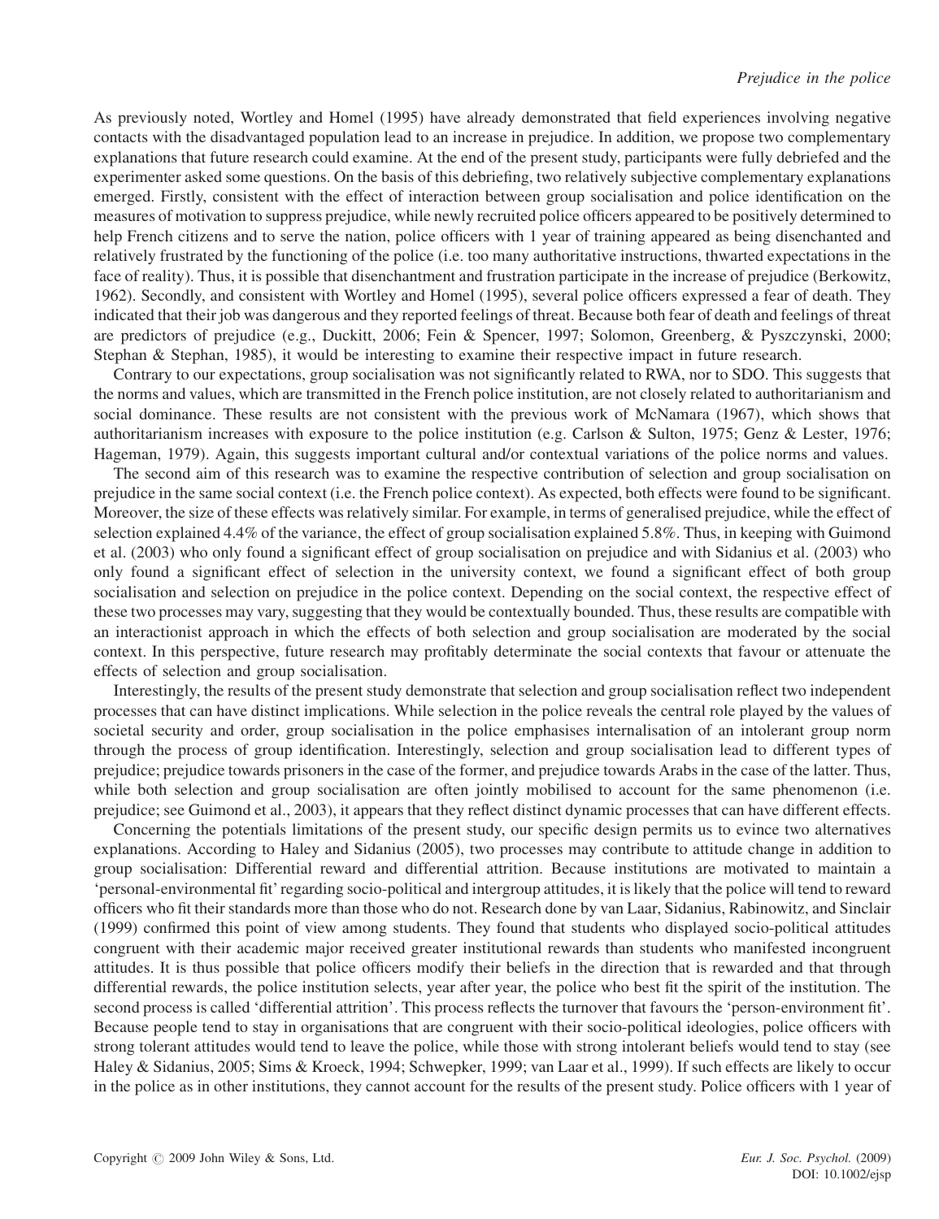As previously noted, Wortley and Homel (1995) have already demonstrated that field experiences involving negative contacts with the disadvantaged population lead to an increase in prejudice. In addition, we propose two complementary explanations that future research could examine. At the end of the present study, participants were fully debriefed and the experimenter asked some questions. On the basis of this debriefing, two relatively subjective complementary explanations emerged. Firstly, consistent with the effect of interaction between group socialisation and police identification on the measures of motivation to suppress prejudice, while newly recruited police officers appeared to be positively determined to help French citizens and to serve the nation, police officers with 1 year of training appeared as being disenchanted and relatively frustrated by the functioning of the police (i.e. too many authoritative instructions, thwarted expectations in the face of reality). Thus, it is possible that disenchantment and frustration participate in the increase of prejudice (Berkowitz, 1962). Secondly, and consistent with Wortley and Homel (1995), several police officers expressed a fear of death. They indicated that their job was dangerous and they reported feelings of threat. Because both fear of death and feelings of threat are predictors of prejudice (e.g., Duckitt, 2006; Fein & Spencer, 1997; Solomon, Greenberg, & Pyszczynski, 2000; Stephan & Stephan, 1985), it would be interesting to examine their respective impact in future research.

Contrary to our expectations, group socialisation was not significantly related to RWA, nor to SDO. This suggests that the norms and values, which are transmitted in the French police institution, are not closely related to authoritarianism and social dominance. These results are not consistent with the previous work of McNamara (1967), which shows that authoritarianism increases with exposure to the police institution (e.g. Carlson & Sulton, 1975; Genz & Lester, 1976; Hageman, 1979). Again, this suggests important cultural and/or contextual variations of the police norms and values.

The second aim of this research was to examine the respective contribution of selection and group socialisation on prejudice in the same social context (i.e. the French police context). As expected, both effects were found to be significant. Moreover, the size of these effects was relatively similar. For example, in terms of generalised prejudice, while the effect of selection explained 4.4% of the variance, the effect of group socialisation explained 5.8%. Thus, in keeping with Guimond et al. (2003) who only found a significant effect of group socialisation on prejudice and with Sidanius et al. (2003) who only found a significant effect of selection in the university context, we found a significant effect of both group socialisation and selection on prejudice in the police context. Depending on the social context, the respective effect of these two processes may vary, suggesting that they would be contextually bounded. Thus, these results are compatible with an interactionist approach in which the effects of both selection and group socialisation are moderated by the social context. In this perspective, future research may profitably determinate the social contexts that favour or attenuate the effects of selection and group socialisation.

Interestingly, the results of the present study demonstrate that selection and group socialisation reflect two independent processes that can have distinct implications. While selection in the police reveals the central role played by the values of societal security and order, group socialisation in the police emphasises internalisation of an intolerant group norm through the process of group identification. Interestingly, selection and group socialisation lead to different types of prejudice; prejudice towards prisoners in the case of the former, and prejudice towards Arabs in the case of the latter. Thus, while both selection and group socialisation are often jointly mobilised to account for the same phenomenon (i.e. prejudice; see Guimond et al., 2003), it appears that they reflect distinct dynamic processes that can have different effects.

Concerning the potentials limitations of the present study, our specific design permits us to evince two alternatives explanations. According to Haley and Sidanius (2005), two processes may contribute to attitude change in addition to group socialisation: Differential reward and differential attrition. Because institutions are motivated to maintain a 'personal-environmental fit' regarding socio-political and intergroup attitudes, it is likely that the police will tend to reward officers who fit their standards more than those who do not. Research done by van Laar, Sidanius, Rabinowitz, and Sinclair (1999) confirmed this point of view among students. They found that students who displayed socio-political attitudes congruent with their academic major received greater institutional rewards than students who manifested incongruent attitudes. It is thus possible that police officers modify their beliefs in the direction that is rewarded and that through differential rewards, the police institution selects, year after year, the police who best fit the spirit of the institution. The second process is called 'differential attrition'. This process reflects the turnover that favours the 'person-environment fit'. Because people tend to stay in organisations that are congruent with their socio-political ideologies, police officers with strong tolerant attitudes would tend to leave the police, while those with strong intolerant beliefs would tend to stay (see Haley & Sidanius, 2005; Sims & Kroeck, 1994; Schwepker, 1999; van Laar et al., 1999). If such effects are likely to occur in the police as in other institutions, they cannot account for the results of the present study. Police officers with 1 year of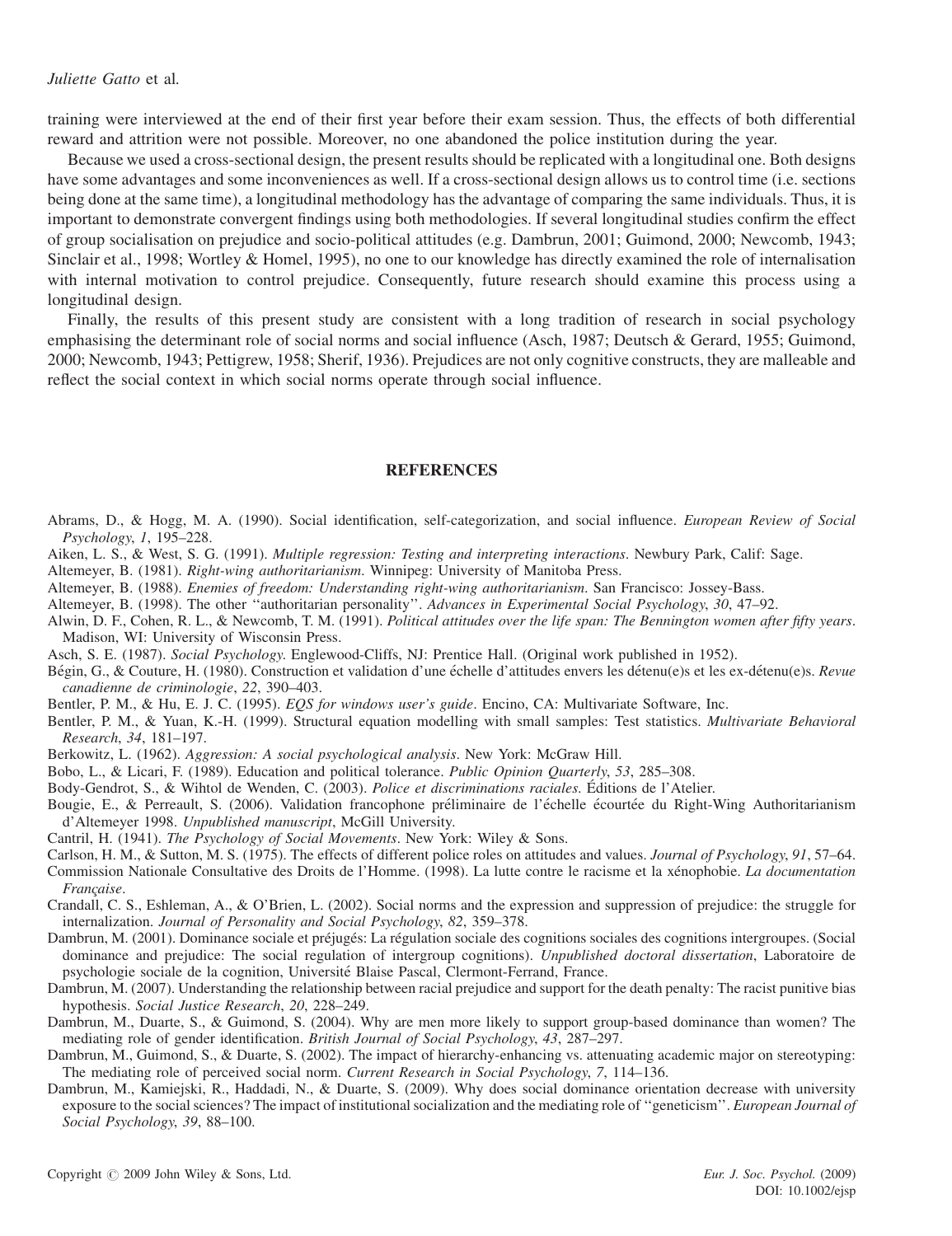training were interviewed at the end of their first year before their exam session. Thus, the effects of both differential reward and attrition were not possible. Moreover, no one abandoned the police institution during the year.

Because we used a cross-sectional design, the present results should be replicated with a longitudinal one. Both designs have some advantages and some inconveniences as well. If a cross-sectional design allows us to control time (i.e. sections being done at the same time), a longitudinal methodology has the advantage of comparing the same individuals. Thus, it is important to demonstrate convergent findings using both methodologies. If several longitudinal studies confirm the effect of group socialisation on prejudice and socio-political attitudes (e.g. Dambrun, 2001; Guimond, 2000; Newcomb, 1943; Sinclair et al., 1998; Wortley & Homel, 1995), no one to our knowledge has directly examined the role of internalisation with internal motivation to control prejudice. Consequently, future research should examine this process using a longitudinal design.

Finally, the results of this present study are consistent with a long tradition of research in social psychology emphasising the determinant role of social norms and social influence (Asch, 1987; Deutsch & Gerard, 1955; Guimond, 2000; Newcomb, 1943; Pettigrew, 1958; Sherif, 1936). Prejudices are not only cognitive constructs, they are malleable and reflect the social context in which social norms operate through social influence.

## REFERENCES

Abrams, D., & Hogg, M. A. (1990). Social identification, self-categorization, and social influence. *European Review of Social Psychology*, *1*, 195–228.

Aiken, L. S., & West, S. G. (1991). *Multiple regression: Testing and interpreting interactions*. Newbury Park, Calif: Sage.

Altemeyer, B. (1981). *Right-wing authoritarianism*. Winnipeg: University of Manitoba Press.

Altemeyer, B. (1988). *Enemies of freedom: Understanding right-wing authoritarianism*. San Francisco: Jossey-Bass.

Altemeyer, B. (1998). The other "authoritarian personality". *Advances in Experimental Social Psychology*, *30*, 47–92.

Alwin, D. F., Cohen, R. L., & Newcomb, T. M. (1991). *Political attitudes over the life span: The Bennington women after fifty years*. Madison, WI: University of Wisconsin Press.

Asch, S. E. (1987). *Social Psychology*. Englewood-Cliffs, NJ: Prentice Hall. (Original work published in 1952).

Bégin, G., & Couture, H. (1980). Construction et validation d'une échelle d'attitudes envers les détenu(e)s et les ex-détenu(e)s. *Revue canadienne de criminologie*, *22*, 390–403.

Bentler, P. M., & Hu, E. J. C. (1995). *EQS for windows user's guide*. Encino, CA: Multivariate Software, Inc.

Bentler, P. M., & Yuan, K.-H. (1999). Structural equation modelling with small samples: Test statistics. *Multivariate Behavioral Research*, *34*, 181–197.

Berkowitz, L. (1962). *Aggression: A social psychological analysis*. New York: McGraw Hill.

Bobo, L., & Licari, F. (1989). Education and political tolerance. *Public Opinion Quarterly*, *53*, 285–308.

Body-Gendrot, S., & Wihtol de Wenden, C. (2003). *Police et discriminations raciales*. Éditions de l'Atelier.

Bougie, E., & Perreault, S. (2006). Validation francophone préliminaire de l'échelle écourtée du Right-Wing Authoritarianism d'Altemeyer 1998. *Unpublished manuscript*, McGill University.

Cantril, H. (1941). *The Psychology of Social Movements*. New York: Wiley & Sons.

Carlson, H. M., & Sutton, M. S. (1975). The effects of different police roles on attitudes and values. *Journal of Psychology*, *91*, 57–64.

Commission Nationale Consultative des Droits de l'Homme. (1998). La lutte contre le racisme et la xénophobie. *La documentation Française*.

Crandall, C. S., Eshleman, A., & O'Brien, L. (2002). Social norms and the expression and suppression of prejudice: the struggle for internalization. *Journal of Personality and Social Psychology*, *82*, 359–378.

Dambrun, M. (2001). Dominance sociale et préjugés: La régulation sociale des cognitions sociales des cognitions intergroupes. (Social dominance and prejudice: The social regulation of intergroup cognitions). *Unpublished doctoral dissertation*, Laboratoire de psychologie sociale de la cognition, Université Blaise Pascal, Clermont-Ferrand, France.

Dambrun, M. (2007). Understanding the relationship between racial prejudice and support for the death penalty: The racist punitive bias hypothesis. *Social Justice Research*, *20*, 228–249.

Dambrun, M., Duarte, S., & Guimond, S. (2004). Why are men more likely to support group-based dominance than women? The mediating role of gender identification. *British Journal of Social Psychology*, *43*, 287–297.

Dambrun, M., Guimond, S., & Duarte, S. (2002). The impact of hierarchy-enhancing vs. attenuating academic major on stereotyping: The mediating role of perceived social norm. *Current Research in Social Psychology*, *7*, 114–136.

Dambrun, M., Kamiejski, R., Haddadi, N., & Duarte, S. (2009). Why does social dominance orientation decrease with university exposure to the social sciences? The impact of institutional socialization and the mediating role of "geneticism". *European Journal of Social Psychology*, *39*, 88–100.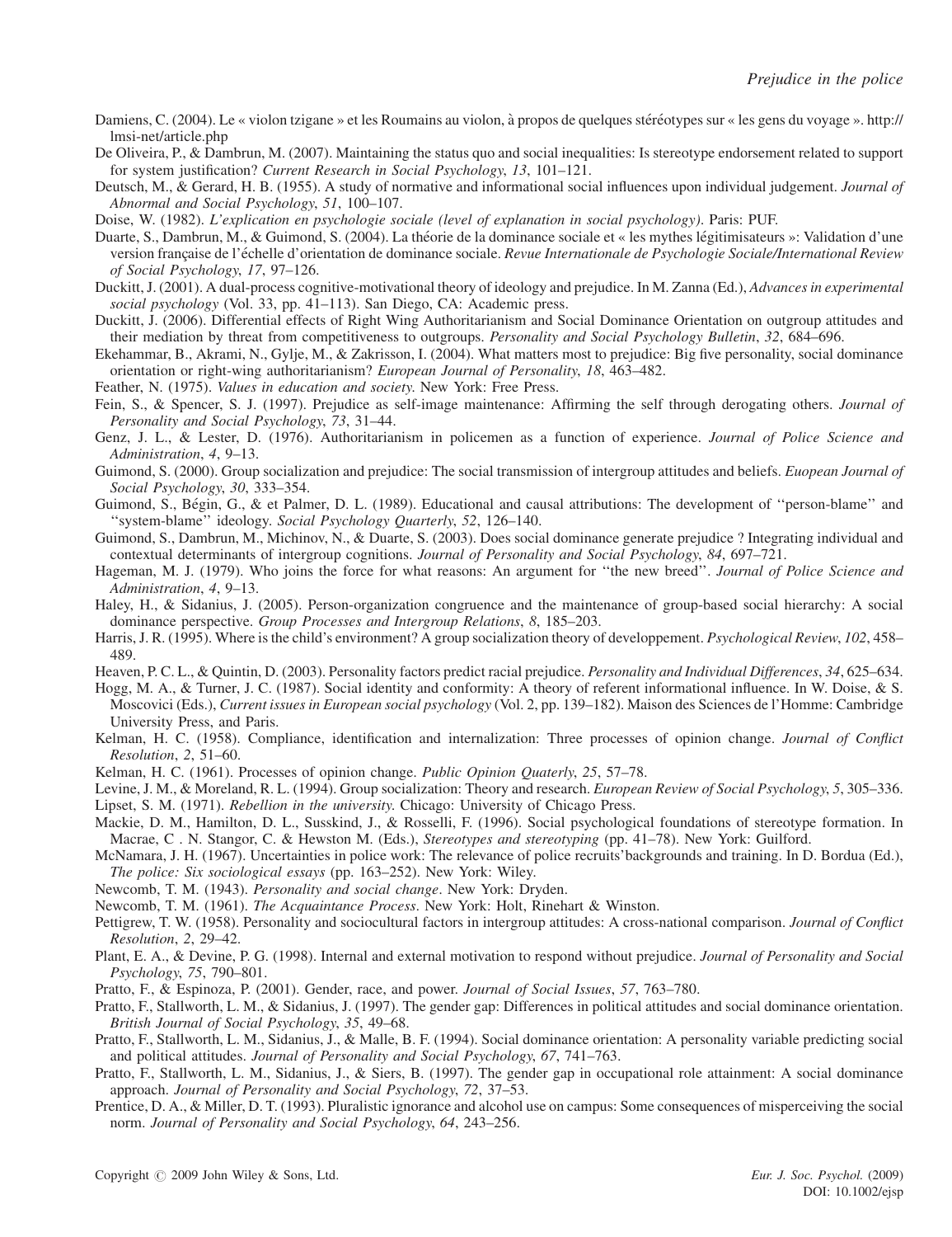Damiens, C. (2004). Le « violon tzigane » et les Roumains au violon, à propos de quelques stéréotypes sur « les gens du voyage ». http://lmsi-net/article.php

De Oliveira, P., & Dambrun, M. (2007). Maintaining the status quo and social inequalities: Is stereotype endorsement related to support for system justification? *Current Research in Social Psychology*, *13*, 101–121.

Deutsch, M., & Gerard, H. B. (1955). A study of normative and informational social influences upon individual judgement. *Journal of Abnormal and Social Psychology*, *51*, 100–107.

Doise, W. (1982). *L'explication en psychologie sociale (level of explanation in social psychology)*. Paris: PUF.

Duarte, S., Dambrun, M., & Guimond, S. (2004). La théorie de la dominance sociale et « les mythes légitimisateurs »: Validation d'une version française de l'échelle d'orientation de dominance sociale. *Revue Internationale de Psychologie Sociale/International Review of Social Psychology*, *17*, 97–126.

Duckitt, J. (2001). A dual-process cognitive-motivational theory of ideology and prejudice. In M. Zanna (Ed.), *Advances in experimental social psychology* (Vol. 33, pp. 41–113). San Diego, CA: Academic press.

Duckitt, J. (2006). Differential effects of Right Wing Authoritarianism and Social Dominance Orientation on outgroup attitudes and their mediation by threat from competitiveness to outgroups. *Personality and Social Psychology Bulletin*, *32*, 684–696.

Ekehammar, B., Akrami, N., Gylje, M., & Zakrisson, I. (2004). What matters most to prejudice: Big five personality, social dominance orientation or right-wing authoritarianism? *European Journal of Personality*, *18*, 463–482.

Feather, N. (1975). *Values in education and society*. New York: Free Press.

Fein, S., & Spencer, S. J. (1997). Prejudice as self-image maintenance: Affirming the self through derogating others. *Journal of Personality and Social Psychology*, *73*, 31–44.

Genz, J. L., & Lester, D. (1976). Authoritarianism in policemen as a function of experience. *Journal of Police Science and Administration*, *4*, 9–13.

Guimond, S. (2000). Group socialization and prejudice: The social transmission of intergroup attitudes and beliefs. *Euopean Journal of Social Psychology*, *30*, 333–354.

Guimond, S., Bégin, G., & et Palmer, D. L. (1989). Educational and causal attributions: The development of ''person-blame'' and ''system-blame'' ideology. *Social Psychology Quarterly*, *52*, 126–140.

Guimond, S., Dambrun, M., Michinov, N., & Duarte, S. (2003). Does social dominance generate prejudice ? Integrating individual and contextual determinants of intergroup cognitions. *Journal of Personality and Social Psychology*, *84*, 697–721.

Hageman, M. J. (1979). Who joins the force for what reasons: An argument for ''the new breed''. *Journal of Police Science and Administration*, *4*, 9–13.

Haley, H., & Sidanius, J. (2005). Person-organization congruence and the maintenance of group-based social hierarchy: A social dominance perspective. *Group Processes and Intergroup Relations*, *8*, 185–203.

Harris, J. R. (1995). Where is the child's environment? A group socialization theory of developpement. *Psychological Review*, *102*, 458–489.

Heaven, P. C. L., & Quintin, D. (2003). Personality factors predict racial prejudice. *Personality and Individual Differences*, *34*, 625–634.

Hogg, M. A., & Turner, J. C. (1987). Social identity and conformity: A theory of referent informational influence. In W. Doise, & S. Moscovici (Eds.), *Current issues in European social psychology* (Vol. 2, pp. 139–182). Maison des Sciences de l'Homme: Cambridge University Press, and Paris.

Kelman, H. C. (1958). Compliance, identification and internalization: Three processes of opinion change. *Journal of Conflict Resolution*, *2*, 51–60.

Kelman, H. C. (1961). Processes of opinion change. *Public Opinion Quaterly*, *25*, 57–78.

Levine, J. M., & Moreland, R. L. (1994). Group socialization: Theory and research. *European Review of Social Psychology*, *5*, 305–336.

Lipset, S. M. (1971). *Rebellion in the university*. Chicago: University of Chicago Press.

Mackie, D. M., Hamilton, D. L., Susskind, J., & Rosselli, F. (1996). Social psychological foundations of stereotype formation. In Macrae, C . N. Stangor, C. & Hewston M. (Eds.), *Stereotypes and stereotyping* (pp. 41–78). New York: Guilford.

McNamara, J. H. (1967). Uncertainties in police work: The relevance of police recruits'backgrounds and training. In D. Bordua (Ed.), *The police: Six sociological essays* (pp. 163–252). New York: Wiley.

Newcomb, T. M. (1943). *Personality and social change*. New York: Dryden.

Newcomb, T. M. (1961). *The Acquaintance Process*. New York: Holt, Rinehart & Winston.

Pettigrew, T. W. (1958). Personality and sociocultural factors in intergroup attitudes: A cross-national comparison. *Journal of Conflict Resolution*, *2*, 29–42.

Plant, E. A., & Devine, P. G. (1998). Internal and external motivation to respond without prejudice. *Journal of Personality and Social Psychology*, *75*, 790–801.

Pratto, F., & Espinoza, P. (2001). Gender, race, and power. *Journal of Social Issues*, *57*, 763–780.

Pratto, F., Stallworth, L. M., & Sidanius, J. (1997). The gender gap: Differences in political attitudes and social dominance orientation. *British Journal of Social Psychology*, *35*, 49–68.

Pratto, F., Stallworth, L. M., Sidanius, J., & Malle, B. F. (1994). Social dominance orientation: A personality variable predicting social and political attitudes. *Journal of Personality and Social Psychology*, *67*, 741–763.

Pratto, F., Stallworth, L. M., Sidanius, J., & Siers, B. (1997). The gender gap in occupational role attainment: A social dominance approach. *Journal of Personality and Social Psychology*, *72*, 37–53.

Prentice, D. A., & Miller, D. T. (1993). Pluralistic ignorance and alcohol use on campus: Some consequences of misperceiving the social norm. *Journal of Personality and Social Psychology*, *64*, 243–256.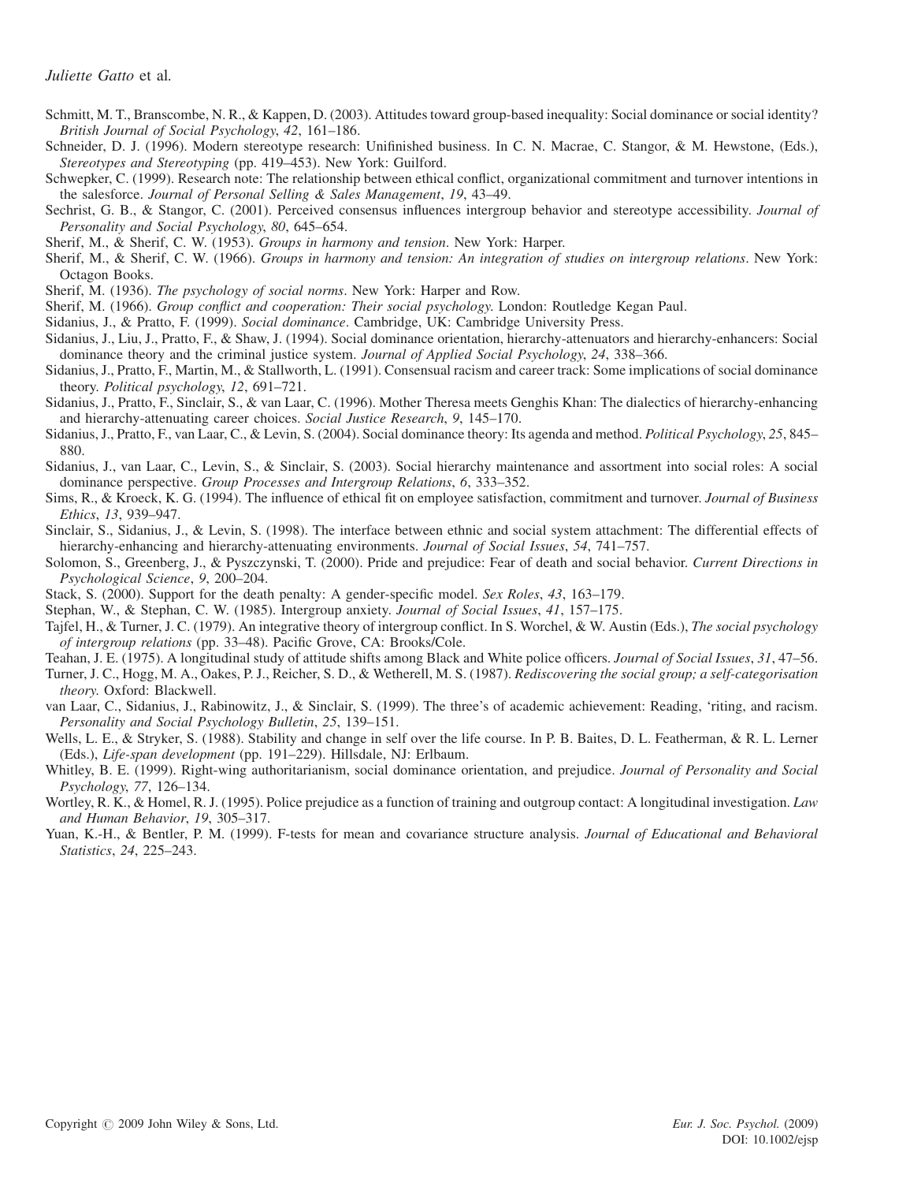Schmitt, M. T., Branscombe, N. R., & Kappen, D. (2003). Attitudes toward group-based inequality: Social dominance or social identity? *British Journal of Social Psychology*, *42*, 161–186.

Schneider, D. J. (1996). Modern stereotype research: Unifinished business. In C. N. Macrae, C. Stangor, & M. Hewstone, (Eds.), *Stereotypes and Stereotyping* (pp. 419–453). New York: Guilford.

Schwepker, C. (1999). Research note: The relationship between ethical conflict, organizational commitment and turnover intentions in the salesforce. *Journal of Personal Selling & Sales Management*, *19*, 43–49.

Sechrist, G. B., & Stangor, C. (2001). Perceived consensus influences intergroup behavior and stereotype accessibility. *Journal of Personality and Social Psychology*, *80*, 645–654.

Sherif, M., & Sherif, C. W. (1953). *Groups in harmony and tension*. New York: Harper.

Sherif, M., & Sherif, C. W. (1966). *Groups in harmony and tension: An integration of studies on intergroup relations*. New York: Octagon Books.

Sherif, M. (1936). *The psychology of social norms*. New York: Harper and Row.

Sherif, M. (1966). *Group conflict and cooperation: Their social psychology.* London: Routledge Kegan Paul.

Sidanius, J., & Pratto, F. (1999). *Social dominance*. Cambridge, UK: Cambridge University Press.

Sidanius, J., Liu, J., Pratto, F., & Shaw, J. (1994). Social dominance orientation, hierarchy-attenuators and hierarchy-enhancers: Social dominance theory and the criminal justice system. *Journal of Applied Social Psychology*, *24*, 338–366.

Sidanius, J., Pratto, F., Martin, M., & Stallworth, L. (1991). Consensual racism and career track: Some implications of social dominance theory. *Political psychology*, *12*, 691–721.

Sidanius, J., Pratto, F., Sinclair, S., & van Laar, C. (1996). Mother Theresa meets Genghis Khan: The dialectics of hierarchy-enhancing and hierarchy-attenuating career choices. *Social Justice Research*, *9*, 145–170.

Sidanius, J., Pratto, F., van Laar, C., & Levin, S. (2004). Social dominance theory: Its agenda and method. *Political Psychology*, *25*, 845–880.

Sidanius, J., van Laar, C., Levin, S., & Sinclair, S. (2003). Social hierarchy maintenance and assortment into social roles: A social dominance perspective. *Group Processes and Intergroup Relations*, *6*, 333–352.

Sims, R., & Kroeck, K. G. (1994). The influence of ethical fit on employee satisfaction, commitment and turnover. *Journal of Business Ethics*, *13*, 939–947.

Sinclair, S., Sidanius, J., & Levin, S. (1998). The interface between ethnic and social system attachment: The differential effects of hierarchy-enhancing and hierarchy-attenuating environments. *Journal of Social Issues*, *54*, 741–757.

Solomon, S., Greenberg, J., & Pyszczynski, T. (2000). Pride and prejudice: Fear of death and social behavior. *Current Directions in Psychological Science*, *9*, 200–204.

Stack, S. (2000). Support for the death penalty: A gender-specific model. *Sex Roles*, *43*, 163–179.

Stephan, W., & Stephan, C. W. (1985). Intergroup anxiety. *Journal of Social Issues*, *41*, 157–175.

Tajfel, H., & Turner, J. C. (1979). An integrative theory of intergroup conflict. In S. Worchel, & W. Austin (Eds.), *The social psychology of intergroup relations* (pp. 33–48). Pacific Grove, CA: Brooks/Cole.

Teahan, J. E. (1975). A longitudinal study of attitude shifts among Black and White police officers. *Journal of Social Issues*, *31*, 47–56.

Turner, J. C., Hogg, M. A., Oakes, P. J., Reicher, S. D., & Wetherell, M. S. (1987). *Rediscovering the social group; a self-categorisation theory.* Oxford: Blackwell.

van Laar, C., Sidanius, J., Rabinowitz, J., & Sinclair, S. (1999). The three's of academic achievement: Reading, 'riting, and racism. *Personality and Social Psychology Bulletin*, *25*, 139–151.

Wells, L. E., & Stryker, S. (1988). Stability and change in self over the life course. In P. B. Baites, D. L. Featherman, & R. L. Lerner (Eds.), *Life-span development* (pp. 191–229). Hillsdale, NJ: Erlbaum.

Whitley, B. E. (1999). Right-wing authoritarianism, social dominance orientation, and prejudice. *Journal of Personality and Social Psychology*, *77*, 126–134.

Wortley, R. K., & Homel, R. J. (1995). Police prejudice as a function of training and outgroup contact: A longitudinal investigation. *Law and Human Behavior*, *19*, 305–317.

Yuan, K.-H., & Bentler, P. M. (1999). F-tests for mean and covariance structure analysis. *Journal of Educational and Behavioral Statistics*, *24*, 225–243.